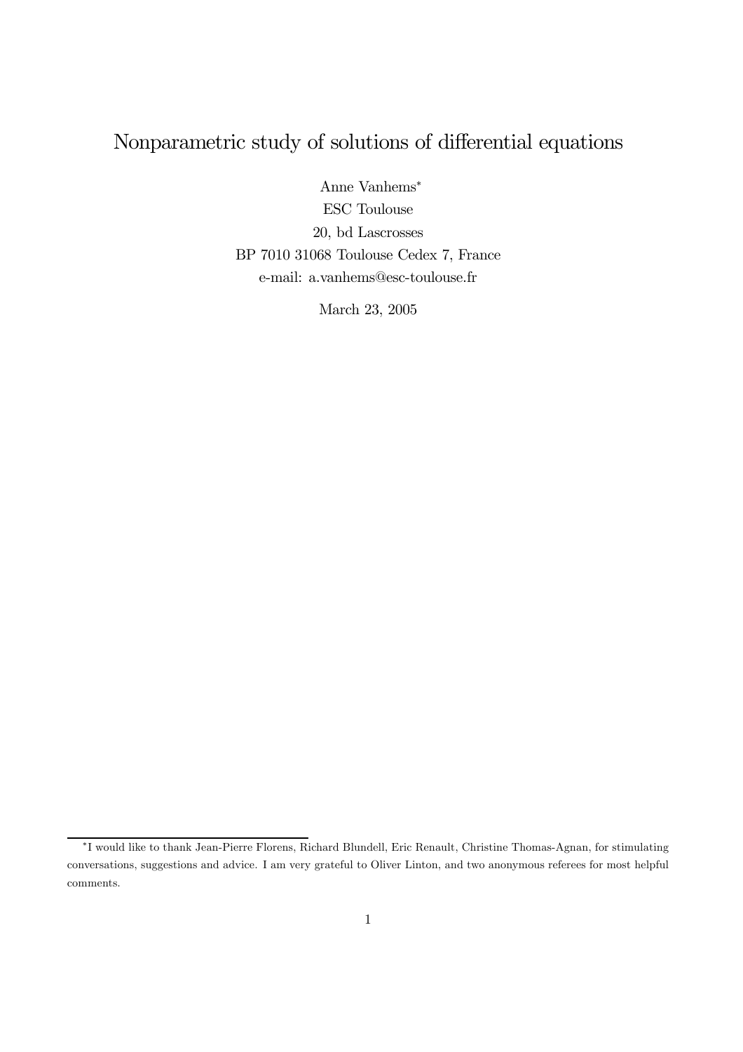# Nonparametric study of solutions of differential equations

Anne Vanhems[*]

ESC Toulouse

20, bd Lascrosses

BP 7010 31068 Toulouse Cedex 7, France

e-mail: a.vanhems@esc-toulouse.fr

March 23, 2005

[*] I would like to thank Jean-Pierre Florens, Richard Blundell, Eric Renault, Christine Thomas-Agnan, for stimulating conversations, suggestions and advice. I am very grateful to Oliver Linton, and two anonymous referees for most helpful comments.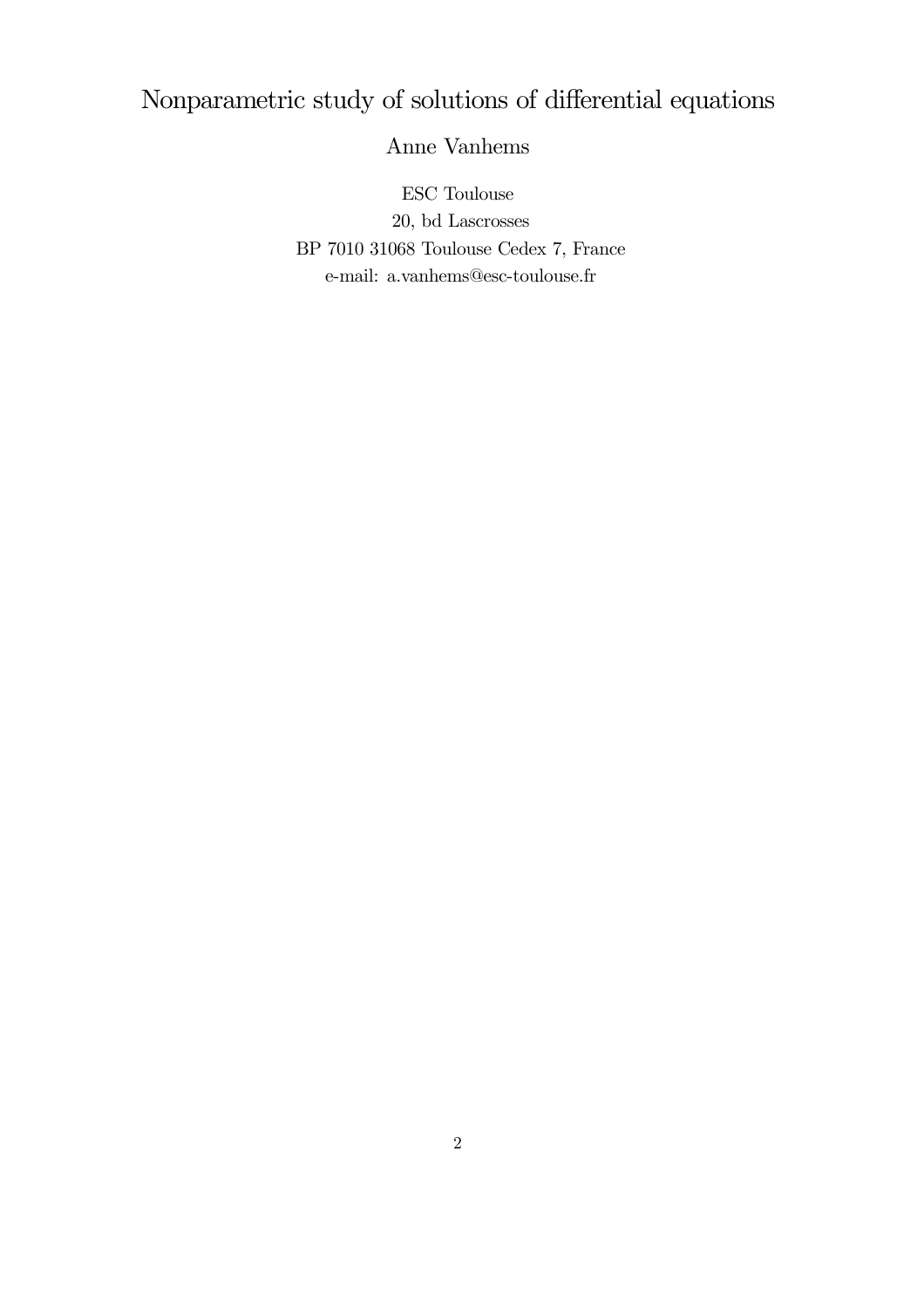# Nonparametric study of solutions of differential equations

Anne Vanhems

ESC Toulouse

20, bd Lascrosses

BP 7010 31068 Toulouse Cedex 7, France

e-mail: a.vanhems@esc-toulouse.fr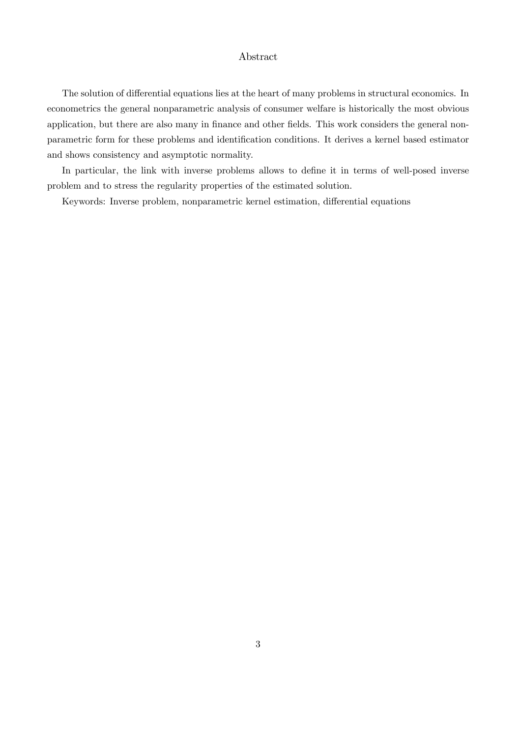## Abstract

The solution of differential equations lies at the heart of many problems in structural economics. In econometrics the general nonparametric analysis of consumer welfare is historically the most obvious application, but there are also many in finance and other fields. This work considers the general nonparametric form for these problems and identification conditions. It derives a kernel based estimator and shows consistency and asymptotic normality.

In particular, the link with inverse problems allows to define it in terms of well-posed inverse problem and to stress the regularity properties of the estimated solution.

Keywords: Inverse problem, nonparametric kernel estimation, differential equations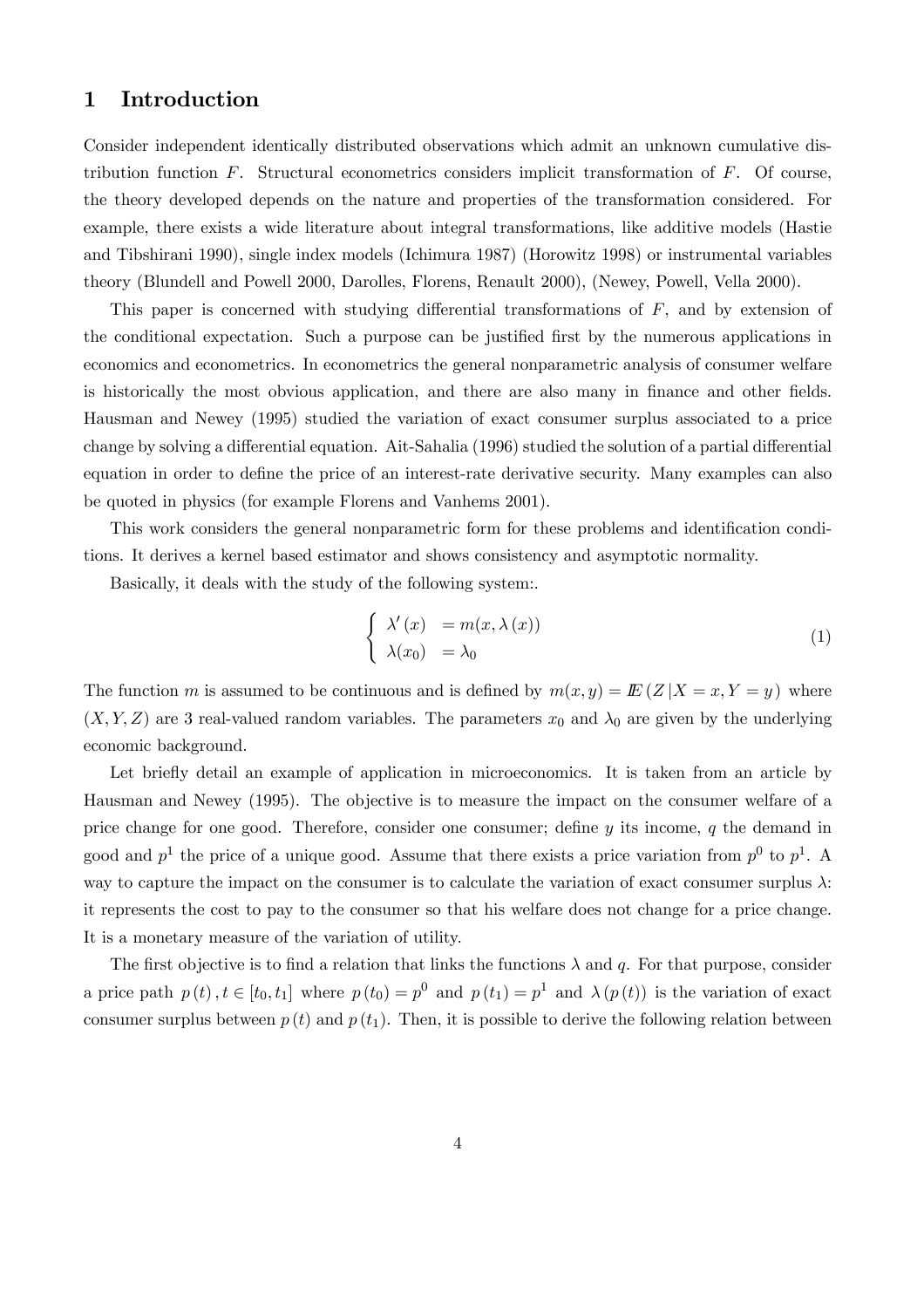# 1 Introduction

Consider independent identically distributed observations which admit an unknown cumulative distribution function $F$. Structural econometrics considers implicit transformation of $F$. Of course, the theory developed depends on the nature and properties of the transformation considered. For example, there exists a wide literature about integral transformations, like additive models (Hastie and Tibshirani 1990), single index models (Ichimura 1987) (Horowitz 1998) or instrumental variables theory (Blundell and Powell 2000, Darolles, Florens, Renault 2000), (Newey, Powell, Vella 2000).

This paper is concerned with studying differential transformations of $F$, and by extension of the conditional expectation. Such a purpose can be justified first by the numerous applications in economics and econometrics. In econometrics the general nonparametric analysis of consumer welfare is historically the most obvious application, and there are also many in finance and other fields. Hausman and Newey (1995) studied the variation of exact consumer surplus associated to a price change by solving a differential equation. Ait-Sahalia (1996) studied the solution of a partial differential equation in order to define the price of an interest-rate derivative security. Many examples can also be quoted in physics (for example Florens and Vanhems 2001).

This work considers the general nonparametric form for these problems and identification conditions. It derives a kernel based estimator and shows consistency and asymptotic normality.

Basically, it deals with the study of the following system:.

$$\left\{ \begin{array}{ll} \lambda'(x) & = m(x, \lambda(x)) \\ \lambda(x_0) & = \lambda_0 \end{array} \right. \tag{1}$$

The function $m$ is assumed to be continuous and is defined by $m(x,y) = I\!E\left(Z \,|X = x, Y = y\right)$ where $(X, Y, Z)$ are 3 real-valued random variables. The parameters $x_0$ and $\lambda_0$ are given by the underlying economic background.

Let briefly detail an example of application in microeconomics. It is taken from an article by Hausman and Newey (1995). The objective is to measure the impact on the consumer welfare of a price change for one good. Therefore, consider one consumer; define $y$ its income, $q$ the demand in good and $p^1$ the price of a unique good. Assume that there exists a price variation from $p^0$ to $p^1$. A way to capture the impact on the consumer is to calculate the variation of exact consumer surplus $\lambda$: it represents the cost to pay to the consumer so that his welfare does not change for a price change. It is a monetary measure of the variation of utility.

The first objective is to find a relation that links the functions $\lambda$ and $q$. For that purpose, consider a price path $p(t), t \in [t_0, t_1]$ where $p(t_0) = p^0$ and $p(t_1) = p^1$ and $\lambda(p(t))$ is the variation of exact consumer surplus between $p(t)$ and $p(t_1)$. Then, it is possible to derive the following relation between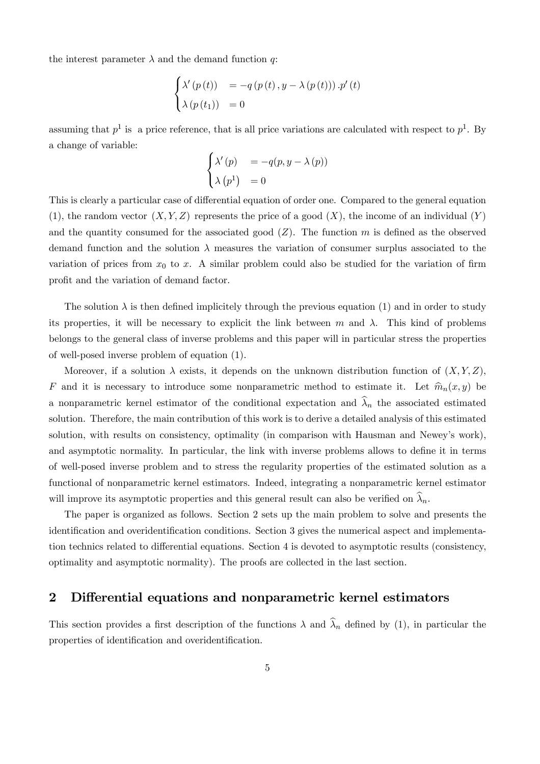the interest parameter $\lambda$ and the demand function $q$:

$$\begin{cases} \lambda'(p(t)) &= -q(p(t), y - \lambda(p(t))) . p'(t) \\ \lambda(p(t_1)) &= 0 \end{cases}$$

assuming that $p^1$ is a price reference, that is all price variations are calculated with respect to $p^1$. By a change of variable:

$$\begin{cases} \lambda'(p) &= -q(p, y - \lambda(p)) \\ \lambda(p^1) &= 0 \end{cases}$$

This is clearly a particular case of differential equation of order one. Compared to the general equation (1), the random vector $(X, Y, Z)$ represents the price of a good ($X$), the income of an individual ($Y$) and the quantity consumed for the associated good ($Z$). The function $m$ is defined as the observed demand function and the solution $\lambda$ measures the variation of consumer surplus associated to the variation of prices from $x_0$ to $x$. A similar problem could also be studied for the variation of firm profit and the variation of demand factor.

The solution $\lambda$ is then defined implicitely through the previous equation (1) and in order to study its properties, it will be necessary to explicit the link between $m$ and $\lambda$. This kind of problems belongs to the general class of inverse problems and this paper will in particular stress the properties of well-posed inverse problem of equation (1).

Moreover, if a solution $\lambda$ exists, it depends on the unknown distribution function of $(X, Y, Z)$, $F$ and it is necessary to introduce some nonparametric method to estimate it. Let $\widehat{m}_n(x, y)$ be a nonparametric kernel estimator of the conditional expectation and $\widehat{\lambda}_n$ the associated estimated solution. Therefore, the main contribution of this work is to derive a detailed analysis of this estimated solution, with results on consistency, optimality (in comparison with Hausman and Newey's work), and asymptotic normality. In particular, the link with inverse problems allows to define it in terms of well-posed inverse problem and to stress the regularity properties of the estimated solution as a functional of nonparametric kernel estimators. Indeed, integrating a nonparametric kernel estimator will improve its asymptotic properties and this general result can also be verified on $\widehat{\lambda}_n$.

The paper is organized as follows. Section 2 sets up the main problem to solve and presents the identification and overidentification conditions. Section 3 gives the numerical aspect and implementation technics related to differential equations. Section 4 is devoted to asymptotic results (consistency, optimality and asymptotic normality). The proofs are collected in the last section.

## 2 Differential equations and nonparametric kernel estimators

This section provides a first description of the functions $\lambda$ and $\widehat{\lambda}_n$ defined by (1), in particular the properties of identification and overidentification.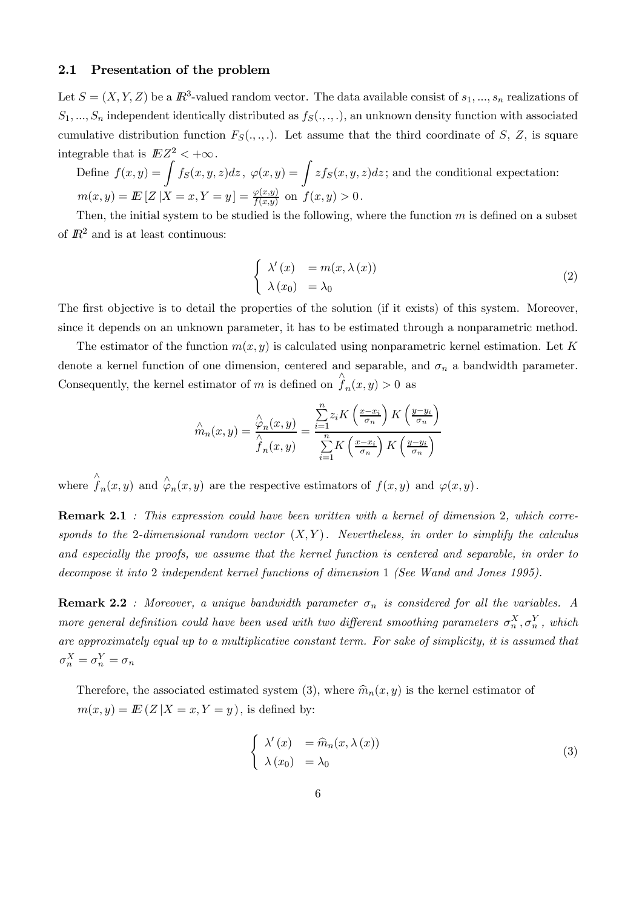### 2.1 Presentation of the problem

Let $S = (X, Y, Z)$ be a $\mathbb{R}^3$-valued random vector. The data available consist of $s_1, ..., s_n$ realizations of $S_1, ..., S_n$ independent identically distributed as $f_S(.,.,.)$, an unknown density function with associated cumulative distribution function $F_S(.,.,.)$. Let assume that the third coordinate of $S$, $Z$, is square integrable that is $\mathbb{E}Z^2 < +\infty$.

Define $f(x,y) = \displaystyle\int f_S(x,y,z)dz$, $\varphi(x,y) = \displaystyle\int z f_S(x,y,z)dz$; and the conditional expectation: $m(x,y) = \mathbb{E}\left[Z\,|X = x, Y = y\right] = \frac{\varphi(x,y)}{f(x,y)}$ on $f(x,y) > 0$.

Then, the initial system to be studied is the following, where the function $m$ is defined on a subset of $\mathbb{R}^2$ and is at least continuous:

$$\begin{cases} \lambda'(x) &= m(x, \lambda(x)) \\ \lambda(x_0) &= \lambda_0 \end{cases} \tag{2}$$

The first objective is to detail the properties of the solution (if it exists) of this system. Moreover, since it depends on an unknown parameter, it has to be estimated through a nonparametric method.

The estimator of the function $m(x,y)$ is calculated using nonparametric kernel estimation. Let $K$ denote a kernel function of one dimension, centered and separable, and $\sigma_n$ a bandwidth parameter. Consequently, the kernel estimator of $m$ is defined on $\hat{f}_n(x,y) > 0$ as

$$\hat{m}_n(x,y) = \frac{\hat{\varphi}_n(x,y)}{\hat{f}_n(x,y)} = \frac{\sum_{i=1}^{n} z_i K\left(\frac{x-x_i}{\sigma_n}\right) K\left(\frac{y-y_i}{\sigma_n}\right)}{\sum_{i=1}^{n} K\left(\frac{x-x_i}{\sigma_n}\right) K\left(\frac{y-y_i}{\sigma_n}\right)}$$

where $\hat{f}_n(x,y)$ and $\hat{\varphi}_n(x,y)$ are the respective estimators of $f(x,y)$ and $\varphi(x,y)$.

**Remark 2.1** *: This expression could have been written with a kernel of dimension* 2*, which corresponds to the* 2*-dimensional random vector* $(X,Y)$*. Nevertheless, in order to simplify the calculus and especially the proofs, we assume that the kernel function is centered and separable, in order to decompose it into* 2 *independent kernel functions of dimension* 1 *(See Wand and Jones 1995).*

**Remark 2.2** *: Moreover, a unique bandwidth parameter* $\sigma_n$ *is considered for all the variables. A more general definition could have been used with two different smoothing parameters* $\sigma_n^X, \sigma_n^Y$*, which are approximately equal up to a multiplicative constant term. For sake of simplicity, it is assumed that* $\sigma_n^X = \sigma_n^Y = \sigma_n$

Therefore, the associated estimated system (3), where $\widehat{m}_n(x,y)$ is the kernel estimator of $m(x,y) = \mathbb{E}\left(Z\,|X = x, Y = y\right)$, is defined by:

$$\begin{cases} \lambda'(x) &= \widehat{m}_n(x, \lambda(x)) \\ \lambda(x_0) &= \lambda_0 \end{cases} \tag{3}$$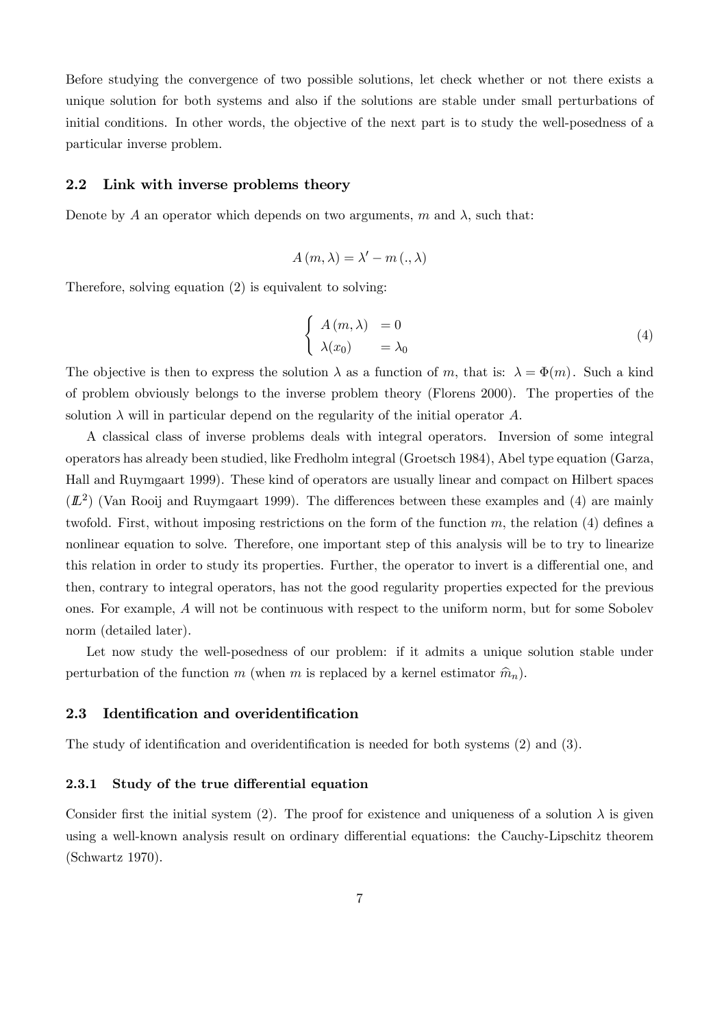Before studying the convergence of two possible solutions, let check whether or not there exists a unique solution for both systems and also if the solutions are stable under small perturbations of initial conditions. In other words, the objective of the next part is to study the well-posedness of a particular inverse problem.

### 2.2 Link with inverse problems theory

Denote by $A$ an operator which depends on two arguments, $m$ and $\lambda$, such that:

$$A(m, \lambda) = \lambda' - m(., \lambda)$$

Therefore, solving equation (2) is equivalent to solving:

$$\begin{cases} A(m, \lambda) & = 0 \\ \lambda(x_0) & = \lambda_0 \end{cases} \tag{4}$$

The objective is then to express the solution $\lambda$ as a function of $m$, that is: $\lambda = \Phi(m)$. Such a kind of problem obviously belongs to the inverse problem theory (Florens 2000). The properties of the solution $\lambda$ will in particular depend on the regularity of the initial operator $A$.

A classical class of inverse problems deals with integral operators. Inversion of some integral operators has already been studied, like Fredholm integral (Groetsch 1984), Abel type equation (Garza, Hall and Ruymgaart 1999). These kind of operators are usually linear and compact on Hilbert spaces ($\mathbb{L}^2$) (Van Rooij and Ruymgaart 1999). The differences between these examples and (4) are mainly twofold. First, without imposing restrictions on the form of the function $m$, the relation (4) defines a nonlinear equation to solve. Therefore, one important step of this analysis will be to try to linearize this relation in order to study its properties. Further, the operator to invert is a differential one, and then, contrary to integral operators, has not the good regularity properties expected for the previous ones. For example, $A$ will not be continuous with respect to the uniform norm, but for some Sobolev norm (detailed later).

Let now study the well-posedness of our problem: if it admits a unique solution stable under perturbation of the function $m$ (when $m$ is replaced by a kernel estimator $\widehat{m}_n$).

### 2.3 Identification and overidentification

The study of identification and overidentification is needed for both systems (2) and (3).

#### 2.3.1 Study of the true differential equation

Consider first the initial system (2). The proof for existence and uniqueness of a solution $\lambda$ is given using a well-known analysis result on ordinary differential equations: the Cauchy-Lipschitz theorem (Schwartz 1970).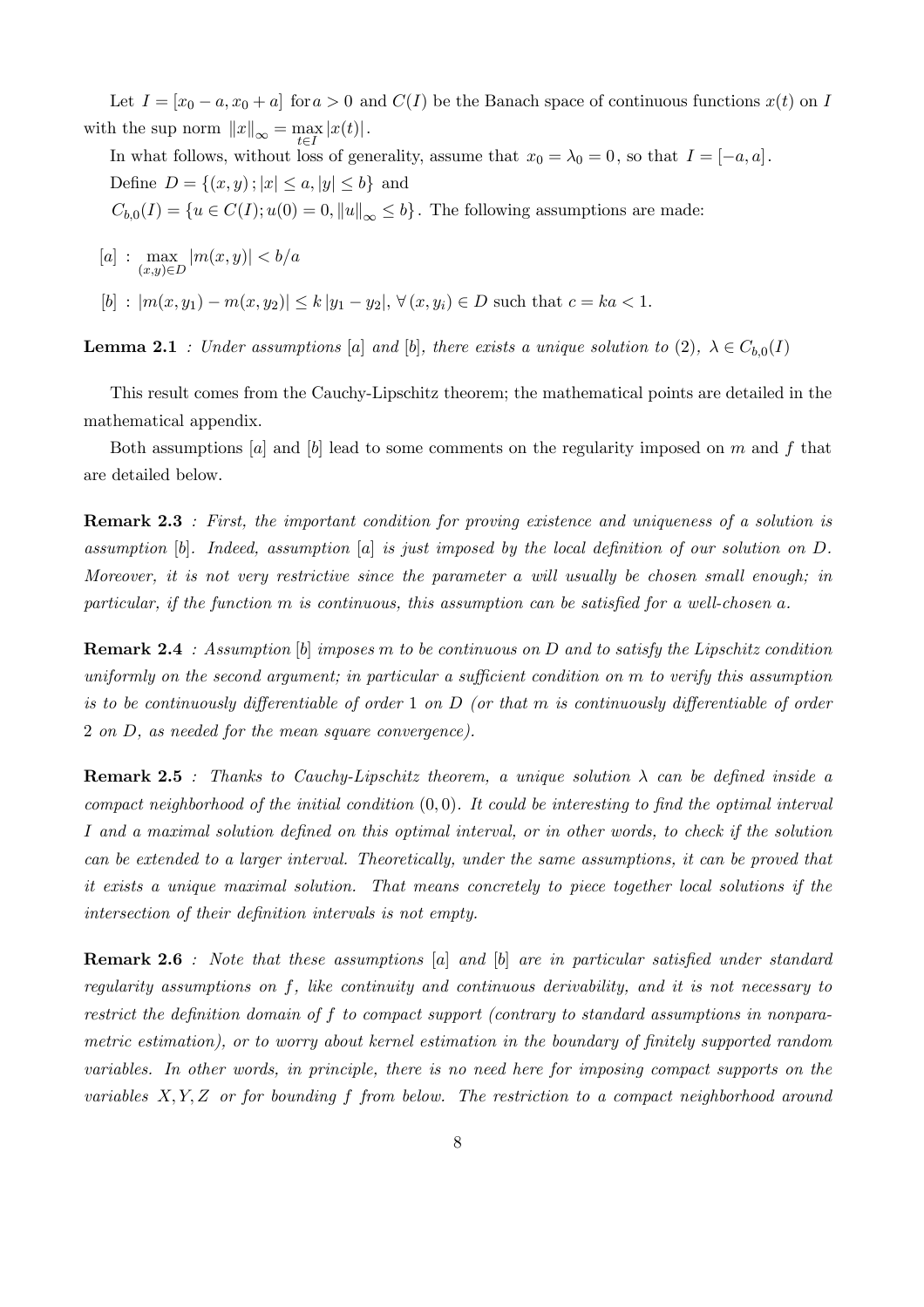Let $I = [x_0 - a, x_0 + a]$ for $a > 0$ and $C(I)$ be the Banach space of continuous functions $x(t)$ on $I$ with the sup norm $\|x\|_\infty = \max_{t \in I} |x(t)|$.

In what follows, without loss of generality, assume that $x_0 = \lambda_0 = 0$, so that $I = [-a, a]$.

Define $D = \{(x, y) ; |x| \leq a, |y| \leq b\}$ and

$C_{b,0}(I) = \{u \in C(I); u(0) = 0, \|u\|_\infty \leq b\}$. The following assumptions are made:

$[a]$ : $\max_{(x,y) \in D} |m(x, y)| < b/a$

$[b]$ : $|m(x, y_1) - m(x, y_2)| \leq k |y_1 - y_2|$, $\forall (x, y_i) \in D$ such that $c = ka < 1$.

**Lemma 2.1** *: Under assumptions $[a]$ and $[b]$, there exists a unique solution to (2), $\lambda \in C_{b,0}(I)$*

This result comes from the Cauchy-Lipschitz theorem; the mathematical points are detailed in the mathematical appendix.

Both assumptions $[a]$ and $[b]$ lead to some comments on the regularity imposed on $m$ and $f$ that are detailed below.

**Remark 2.3** *: First, the important condition for proving existence and uniqueness of a solution is assumption $[b]$. Indeed, assumption $[a]$ is just imposed by the local definition of our solution on $D$. Moreover, it is not very restrictive since the parameter $a$ will usually be chosen small enough; in particular, if the function $m$ is continuous, this assumption can be satisfied for a well-chosen $a$.*

**Remark 2.4** *: Assumption $[b]$ imposes $m$ to be continuous on $D$ and to satisfy the Lipschitz condition uniformly on the second argument; in particular a sufficient condition on $m$ to verify this assumption is to be continuously differentiable of order 1 on $D$ (or that $m$ is continuously differentiable of order 2 on $D$, as needed for the mean square convergence).*

**Remark 2.5** *: Thanks to Cauchy-Lipschitz theorem, a unique solution $\lambda$ can be defined inside a compact neighborhood of the initial condition $(0, 0)$. It could be interesting to find the optimal interval $I$ and a maximal solution defined on this optimal interval, or in other words, to check if the solution can be extended to a larger interval. Theoretically, under the same assumptions, it can be proved that it exists a unique maximal solution. That means concretely to piece together local solutions if the intersection of their definition intervals is not empty.*

**Remark 2.6** *: Note that these assumptions $[a]$ and $[b]$ are in particular satisfied under standard regularity assumptions on $f$, like continuity and continuous derivability, and it is not necessary to restrict the definition domain of $f$ to compact support (contrary to standard assumptions in nonparametric estimation), or to worry about kernel estimation in the boundary of finitely supported random variables. In other words, in principle, there is no need here for imposing compact supports on the variables $X, Y, Z$ or for bounding $f$ from below. The restriction to a compact neighborhood around*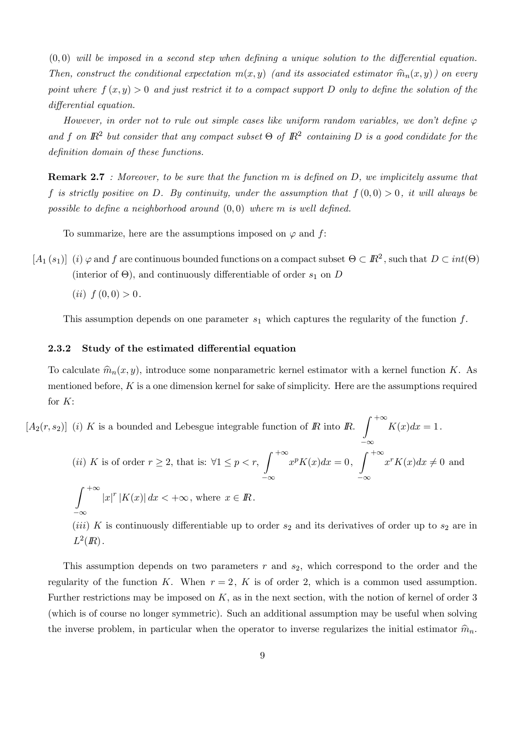*$(0,0)$ will be imposed in a second step when defining a unique solution to the differential equation. Then, construct the conditional expectation $m(x,y)$ (and its associated estimator $\widehat{m}_n(x,y)$) on every point where $f(x,y)>0$ and just restrict it to a compact support $D$ only to define the solution of the differential equation.*

*However, in order not to rule out simple cases like uniform random variables, we don't define $\varphi$ and $f$ on $\mathbb{R}^2$ but consider that any compact subset $\Theta$ of $\mathbb{R}^2$ containing $D$ is a good condidate for the definition domain of these functions.*

**Remark 2.7** *: Moreover, to be sure that the function $m$ is defined on $D$, we implicitely assume that $f$ is strictly positive on $D$. By continuity, under the assumption that $f(0,0)>0$, it will always be possible to define a neighborhood around $(0,0)$ where $m$ is well defined.*

To summarize, here are the assumptions imposed on $\varphi$ and $f$:

$[A_1(s_1)]$ $(i)$ $\varphi$ and $f$ are continuous bounded functions on a compact subset $\Theta \subset \mathbb{R}^2$, such that $D \subset int(\Theta)$ (interior of $\Theta$), and continuously differentiable of order $s_1$ on $D$

$(ii)$ $f(0,0)>0$.

This assumption depends on one parameter $s_1$ which captures the regularity of the function $f$.

### 2.3.2 Study of the estimated differential equation

To calculate $\widehat{m}_n(x,y)$, introduce some nonparametric kernel estimator with a kernel function $K$. As mentioned before, $K$ is a one dimension kernel for sake of simplicity. Here are the assumptions required for $K$:

$[A_2(r,s_2)]$ $(i)$ $K$ is a bounded and Lebesgue integrable function of $\mathbb{R}$ into $\mathbb{R}$. $\displaystyle\int_{-\infty}^{+\infty} K(x)dx = 1$.

$(ii)$ $K$ is of order $r \geq 2$, that is: $\forall 1 \leq p < r$, $\displaystyle\int_{-\infty}^{+\infty} x^p K(x)dx = 0$, $\displaystyle\int_{-\infty}^{+\infty} x^r K(x)dx \neq 0$ and $\displaystyle\int_{-\infty}^{+\infty} |x|^r |K(x)|\, dx < +\infty$, where $x \in \mathbb{R}$.

$(iii)$ $K$ is continuously differentiable up to order $s_2$ and its derivatives of order up to $s_2$ are in $L^2(\mathbb{R})$.

This assumption depends on two parameters $r$ and $s_2$, which correspond to the order and the regularity of the function $K$. When $r=2$, $K$ is of order 2, which is a common used assumption. Further restrictions may be imposed on $K$, as in the next section, with the notion of kernel of order 3 (which is of course no longer symmetric). Such an additional assumption may be useful when solving the inverse problem, in particular when the operator to inverse regularizes the initial estimator $\widehat{m}_n$.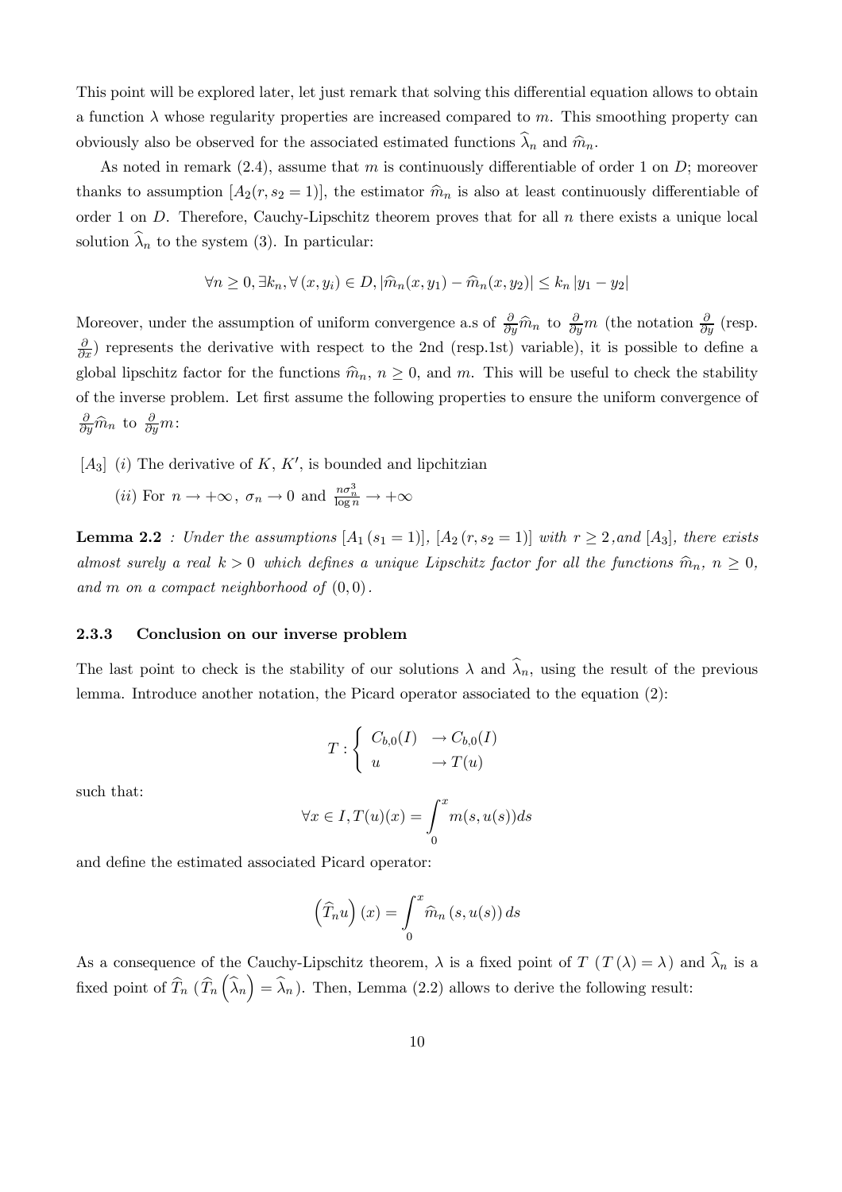This point will be explored later, let just remark that solving this differential equation allows to obtain a function $\lambda$ whose regularity properties are increased compared to $m$. This smoothing property can obviously also be observed for the associated estimated functions $\widehat{\lambda}_n$ and $\widehat{m}_n$.

As noted in remark (2.4), assume that $m$ is continuously differentiable of order 1 on $D$; moreover thanks to assumption $[A_2(r, s_2 = 1)]$, the estimator $\widehat{m}_n$ is also at least continuously differentiable of order 1 on $D$. Therefore, Cauchy-Lipschitz theorem proves that for all $n$ there exists a unique local solution $\widehat{\lambda}_n$ to the system (3). In particular:

$$\forall n \geq 0, \exists k_n, \forall (x, y_i) \in D, |\widehat{m}_n(x, y_1) - \widehat{m}_n(x, y_2)| \leq k_n |y_1 - y_2|$$

Moreover, under the assumption of uniform convergence a.s of $\frac{\partial}{\partial y}\widehat{m}_n$ to $\frac{\partial}{\partial y}m$ (the notation $\frac{\partial}{\partial y}$ (resp. $\frac{\partial}{\partial x}$) represents the derivative with respect to the 2nd (resp.1st) variable), it is possible to define a global lipschitz factor for the functions $\widehat{m}_n$, $n \geq 0$, and $m$. This will be useful to check the stability of the inverse problem. Let first assume the following properties to ensure the uniform convergence of $\frac{\partial}{\partial y}\widehat{m}_n$ to $\frac{\partial}{\partial y}m$:

$[A_3]$ (*i*) The derivative of $K$, $K'$, is bounded and lipchitzian

(*ii*) For $n \to +\infty$, $\sigma_n \to 0$ and $\frac{n\sigma_n^3}{\log n} \to +\infty$

**Lemma 2.2** *: Under the assumptions $[A_1 (s_1 = 1)]$, $[A_2 (r, s_2 = 1)]$ with $r \geq 2$, and $[A_3]$, there exists almost surely a real $k > 0$ which defines a unique Lipschitz factor for all the functions $\widehat{m}_n$, $n \geq 0$, and $m$ on a compact neighborhood of $(0, 0)$.*

### 2.3.3 Conclusion on our inverse problem

The last point to check is the stability of our solutions $\lambda$ and $\widehat{\lambda}_n$, using the result of the previous lemma. Introduce another notation, the Picard operator associated to the equation (2):

$$T : \begin{cases} C_{b,0}(I) & \to C_{b,0}(I) \\ u & \to T(u) \end{cases}$$

such that:

$$\forall x \in I, T(u)(x) = \int_0^x m(s, u(s))ds$$

and define the estimated associated Picard operator:

$$\left(\widehat{T}_n u\right)(x) = \int_0^x \widehat{m}_n\left(s, u(s)\right)ds$$

As a consequence of the Cauchy-Lipschitz theorem, $\lambda$ is a fixed point of $T$ ($T(\lambda) = \lambda$) and $\widehat{\lambda}_n$ is a fixed point of $\widehat{T}_n$ ($\widehat{T}_n\left(\widehat{\lambda}_n\right) = \widehat{\lambda}_n$). Then, Lemma (2.2) allows to derive the following result: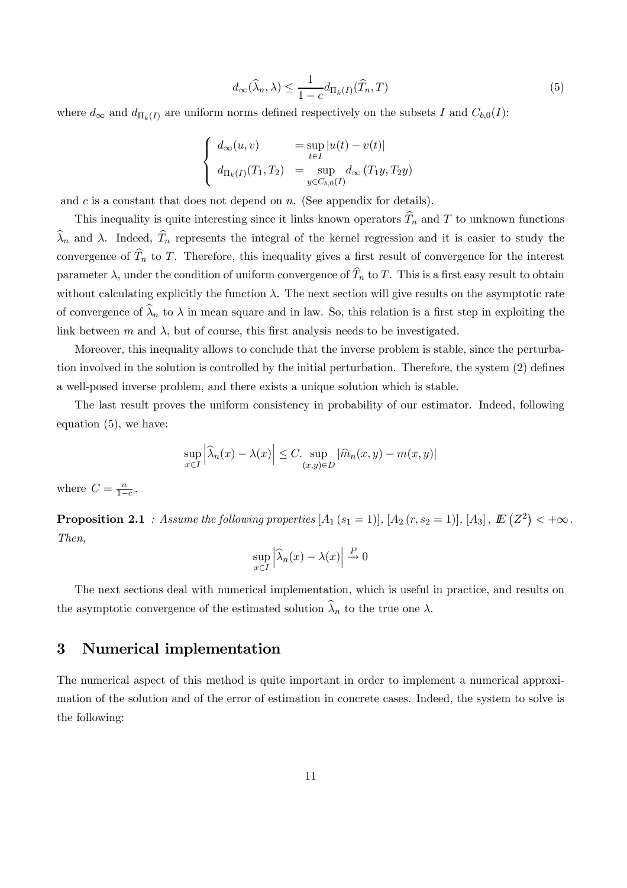$$d_\infty(\widehat{\lambda}_n, \lambda) \leq \frac{1}{1-c} d_{\Pi_k(I)}(\widehat{T}_n, T) \tag{5}$$

where $d_\infty$ and $d_{\Pi_k(I)}$ are uniform norms defined respectively on the subsets $I$ and $C_{b,0}(I)$:

$$\begin{cases} d_\infty(u, v) & = \sup\limits_{t \in I} |u(t) - v(t)| \\ d_{\Pi_k(I)}(T_1, T_2) & = \sup\limits_{y \in C_{b,0}(I)} d_\infty(T_1 y, T_2 y) \end{cases}$$

and $c$ is a constant that does not depend on $n$. (See appendix for details).

This inequality is quite interesting since it links known operators $\widehat{T}_n$ and $T$ to unknown functions $\widehat{\lambda}_n$ and $\lambda$. Indeed, $\widehat{T}_n$ represents the integral of the kernel regression and it is easier to study the convergence of $\widehat{T}_n$ to $T$. Therefore, this inequality gives a first result of convergence for the interest parameter $\lambda$, under the condition of uniform convergence of $\widehat{T}_n$ to $T$. This is a first easy result to obtain without calculating explicitly the function $\lambda$. The next section will give results on the asymptotic rate of convergence of $\widehat{\lambda}_n$ to $\lambda$ in mean square and in law. So, this relation is a first step in exploiting the link between $m$ and $\lambda$, but of course, this first analysis needs to be investigated.

Moreover, this inequality allows to conclude that the inverse problem is stable, since the perturbation involved in the solution is controlled by the initial perturbation. Therefore, the system (2) defines a well-posed inverse problem, and there exists a unique solution which is stable.

The last result proves the uniform consistency in probability of our estimator. Indeed, following equation (5), we have:

$$\sup_{x \in I} \left| \widehat{\lambda}_n(x) - \lambda(x) \right| \leq C. \sup_{(x,y) \in D} |\widehat{m}_n(x, y) - m(x, y)|$$

where $C = \frac{a}{1-c}$.

**Proposition 2.1** *: Assume the following properties* $[A_1 (s_1 = 1)]$, $[A_2 (r, s_2 = 1)]$, $[A_3]$, $\mathbb{E}\left(Z^2\right) < +\infty$. *Then,*

$$\sup_{x \in I} \left| \widehat{\lambda}_n(x) - \lambda(x) \right| \xrightarrow{P} 0$$

The next sections deal with numerical implementation, which is useful in practice, and results on the asymptotic convergence of the estimated solution $\widehat{\lambda}_n$ to the true one $\lambda$.

# 3 Numerical implementation

The numerical aspect of this method is quite important in order to implement a numerical approximation of the solution and of the error of estimation in concrete cases. Indeed, the system to solve is the following: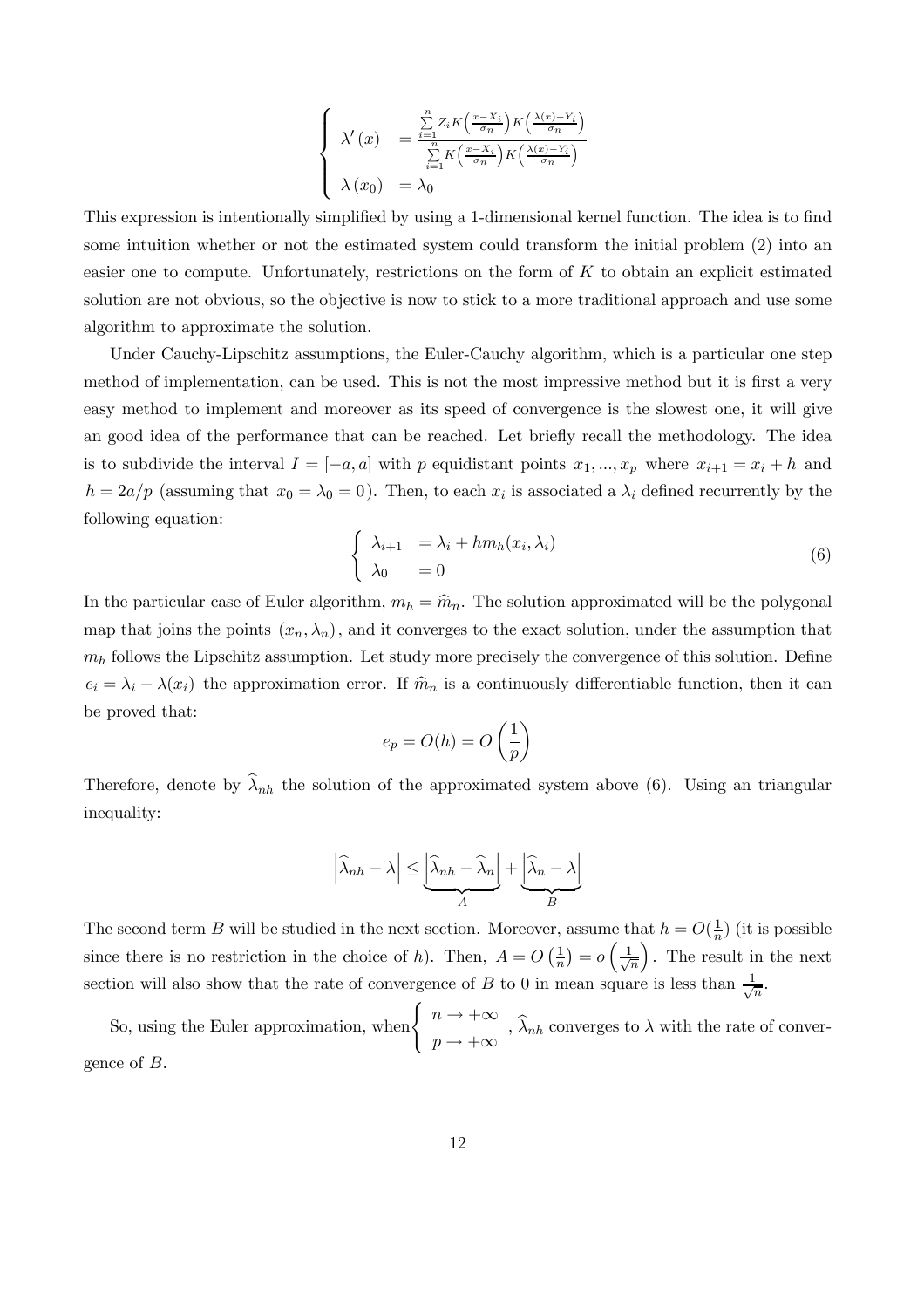$$
\begin{cases}
\lambda'(x) & = \dfrac{\sum_{i=1}^{n} Z_i K\left(\frac{x-X_i}{\sigma_n}\right) K\left(\frac{\lambda(x)-Y_i}{\sigma_n}\right)}{\sum_{i=1}^{n} K\left(\frac{x-X_i}{\sigma_n}\right) K\left(\frac{\lambda(x)-Y_i}{\sigma_n}\right)} \\
\lambda(x_0) & = \lambda_0
\end{cases}
$$

This expression is intentionally simplified by using a 1-dimensional kernel function. The idea is to find some intuition whether or not the estimated system could transform the initial problem (2) into an easier one to compute. Unfortunately, restrictions on the form of $K$ to obtain an explicit estimated solution are not obvious, so the objective is now to stick to a more traditional approach and use some algorithm to approximate the solution.

Under Cauchy-Lipschitz assumptions, the Euler-Cauchy algorithm, which is a particular one step method of implementation, can be used. This is not the most impressive method but it is first a very easy method to implement and moreover as its speed of convergence is the slowest one, it will give an good idea of the performance that can be reached. Let briefly recall the methodology. The idea is to subdivide the interval $I = [-a, a]$ with $p$ equidistant points $x_1, ..., x_p$ where $x_{i+1} = x_i + h$ and $h = 2a/p$ (assuming that $x_0 = \lambda_0 = 0$). Then, to each $x_i$ is associated a $\lambda_i$ defined recurrently by the following equation:

$$
\begin{cases}
\lambda_{i+1} & = \lambda_i + h m_h(x_i, \lambda_i) \\
\lambda_0 & = 0
\end{cases}
\tag{6}
$$

In the particular case of Euler algorithm, $m_h = \widehat{m}_n$. The solution approximated will be the polygonal map that joins the points $(x_n, \lambda_n)$, and it converges to the exact solution, under the assumption that $m_h$ follows the Lipschitz assumption. Let study more precisely the convergence of this solution. Define $e_i = \lambda_i - \lambda(x_i)$ the approximation error. If $\widehat{m}_n$ is a continuously differentiable function, then it can be proved that:

$$
e_p = O(h) = O\left(\frac{1}{p}\right)
$$

Therefore, denote by $\widehat{\lambda}_{nh}$ the solution of the approximated system above (6). Using an triangular inequality:

$$
\left|\widehat{\lambda}_{nh} - \lambda\right| \leq \underbrace{\left|\widehat{\lambda}_{nh} - \widehat{\lambda}_n\right|}_{A} + \underbrace{\left|\widehat{\lambda}_n - \lambda\right|}_{B}
$$

The second term $B$ will be studied in the next section. Moreover, assume that $h = O(\frac{1}{n})$ (it is possible since there is no restriction in the choice of $h$). Then, $A = O\left(\frac{1}{n}\right) = o\left(\frac{1}{\sqrt{n}}\right)$. The result in the next section will also show that the rate of convergence of $B$ to 0 in mean square is less than $\frac{1}{\sqrt{n}}$.

So, using the Euler approximation, when $\begin{cases} n \to +\infty \\ p \to +\infty \end{cases}$, $\widehat{\lambda}_{nh}$ converges to $\lambda$ with the rate of convergence of $B$.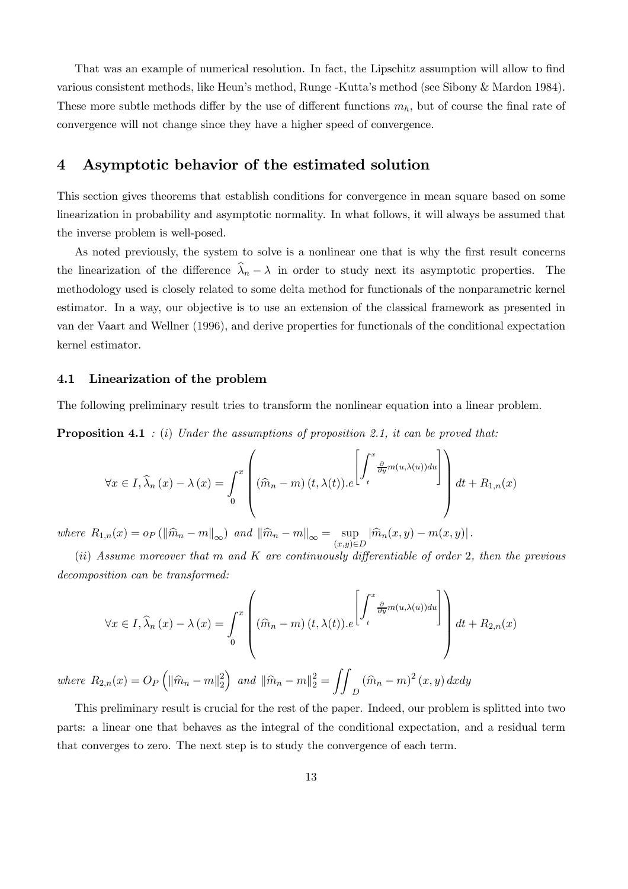That was an example of numerical resolution. In fact, the Lipschitz assumption will allow to find various consistent methods, like Heun's method, Runge -Kutta's method (see Sibony & Mardon 1984). These more subtle methods differ by the use of different functions $m_h$, but of course the final rate of convergence will not change since they have a higher speed of convergence.

# 4 Asymptotic behavior of the estimated solution

This section gives theorems that establish conditions for convergence in mean square based on some linearization in probability and asymptotic normality. In what follows, it will always be assumed that the inverse problem is well-posed.

As noted previously, the system to solve is a nonlinear one that is why the first result concerns the linearization of the difference $\widehat{\lambda}_n - \lambda$ in order to study next its asymptotic properties. The methodology used is closely related to some delta method for functionals of the nonparametric kernel estimator. In a way, our objective is to use an extension of the classical framework as presented in van der Vaart and Wellner (1996), and derive properties for functionals of the conditional expectation kernel estimator.

## 4.1 Linearization of the problem

The following preliminary result tries to transform the nonlinear equation into a linear problem.

**Proposition 4.1** *: (i) Under the assumptions of proposition 2.1, it can be proved that:*

$$\forall x \in I, \widehat{\lambda}_n(x) - \lambda(x) = \int_0^x \left( (\widehat{m}_n - m)(t, \lambda(t)).e^{\left[\int_t^x \frac{\partial}{\partial y} m(u,\lambda(u))du\right]} \right) dt + R_{1,n}(x)$$

*where* $R_{1,n}(x) = o_P\left(\|\widehat{m}_n - m\|_\infty\right)$ *and* $\|\widehat{m}_n - m\|_\infty = \sup_{(x,y)\in D} |\widehat{m}_n(x,y) - m(x,y)|$.

*(ii) Assume moreover that $m$ and $K$ are continuously differentiable of order 2, then the previous decomposition can be transformed:*

$$\forall x \in I, \widehat{\lambda}_n(x) - \lambda(x) = \int_0^x \left( (\widehat{m}_n - m)(t, \lambda(t)).e^{\left[\int_t^x \frac{\partial}{\partial y} m(u,\lambda(u))du\right]} \right) dt + R_{2,n}(x)$$

*where* $R_{2,n}(x) = O_P\left(\|\widehat{m}_n - m\|_2^2\right)$ *and* $\|\widehat{m}_n - m\|_2^2 = \iint_D (\widehat{m}_n - m)^2(x,y)\,dxdy$

This preliminary result is crucial for the rest of the paper. Indeed, our problem is splitted into two parts: a linear one that behaves as the integral of the conditional expectation, and a residual term that converges to zero. The next step is to study the convergence of each term.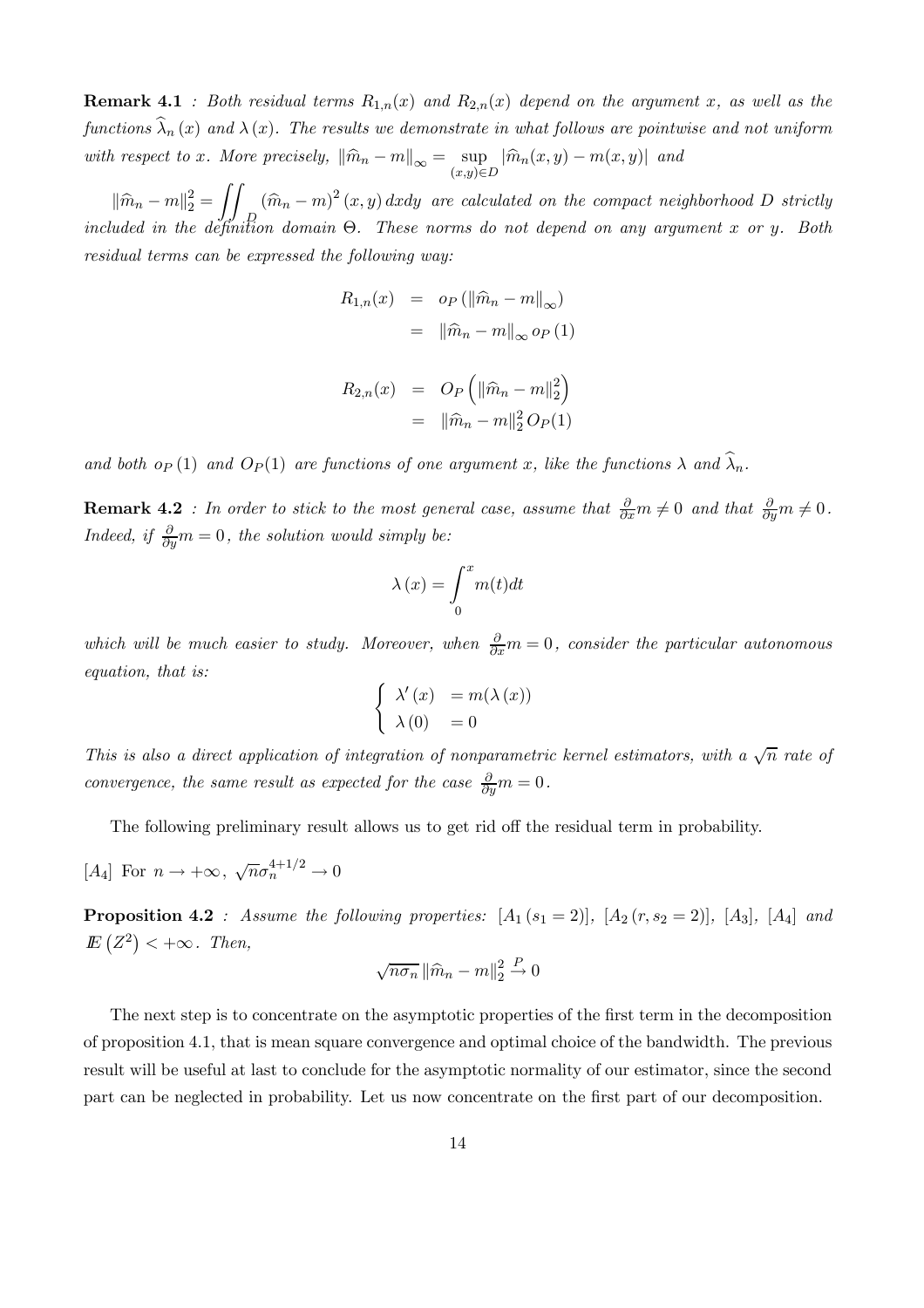**Remark 4.1** *: Both residual terms $R_{1,n}(x)$ and $R_{2,n}(x)$ depend on the argument $x$, as well as the functions $\widehat{\lambda}_n(x)$ and $\lambda(x)$. The results we demonstrate in what follows are pointwise and not uniform with respect to $x$. More precisely, $\|\widehat{m}_n - m\|_\infty = \sup_{(x,y)\in D} |\widehat{m}_n(x,y) - m(x,y)|$ and*

*$\|\widehat{m}_n - m\|_2^2 = \iint_D (\widehat{m}_n - m)^2(x,y)\,dxdy$ are calculated on the compact neighborhood $D$ strictly included in the definition domain $\Theta$. These norms do not depend on any argument $x$ or $y$. Both residual terms can be expressed the following way:*

$$
\begin{aligned}
R_{1,n}(x) &= o_P\left(\|\widehat{m}_n - m\|_\infty\right) \\
&= \|\widehat{m}_n - m\|_\infty \, o_P(1)
\end{aligned}
$$

$$
\begin{aligned}
R_{2,n}(x) &= O_P\left(\|\widehat{m}_n - m\|_2^2\right) \\
&= \|\widehat{m}_n - m\|_2^2 \, O_P(1)
\end{aligned}
$$

*and both $o_P(1)$ and $O_P(1)$ are functions of one argument $x$, like the functions $\lambda$ and $\widehat{\lambda}_n$.*

**Remark 4.2** *: In order to stick to the most general case, assume that $\frac{\partial}{\partial x}m \neq 0$ and that $\frac{\partial}{\partial y}m \neq 0$. Indeed, if $\frac{\partial}{\partial y}m = 0$, the solution would simply be:*

$$
\lambda(x) = \int_0^x m(t)dt
$$

*which will be much easier to study. Moreover, when $\frac{\partial}{\partial x}m = 0$, consider the particular autonomous equation, that is:*

$$
\begin{cases}
\lambda'(x) & = m(\lambda(x)) \\
\lambda(0) & = 0
\end{cases}
$$

*This is also a direct application of integration of nonparametric kernel estimators, with a $\sqrt{n}$ rate of convergence, the same result as expected for the case $\frac{\partial}{\partial y}m = 0$.*

The following preliminary result allows us to get rid off the residual term in probability.

$[A_4]$ For $n \to +\infty$, $\sqrt{n}\sigma_n^{4+1/2} \to 0$

**Proposition 4.2** *: Assume the following properties: $[A_1(s_1 = 2)]$, $[A_2(r, s_2 = 2)]$, $[A_3]$, $[A_4]$ and $\mathbb{E}(Z^2) < +\infty$. Then,*

$$
\sqrt{n\sigma_n}\,\|\widehat{m}_n - m\|_2^2 \xrightarrow{P} 0
$$

The next step is to concentrate on the asymptotic properties of the first term in the decomposition of proposition 4.1, that is mean square convergence and optimal choice of the bandwidth. The previous result will be useful at last to conclude for the asymptotic normality of our estimator, since the second part can be neglected in probability. Let us now concentrate on the first part of our decomposition.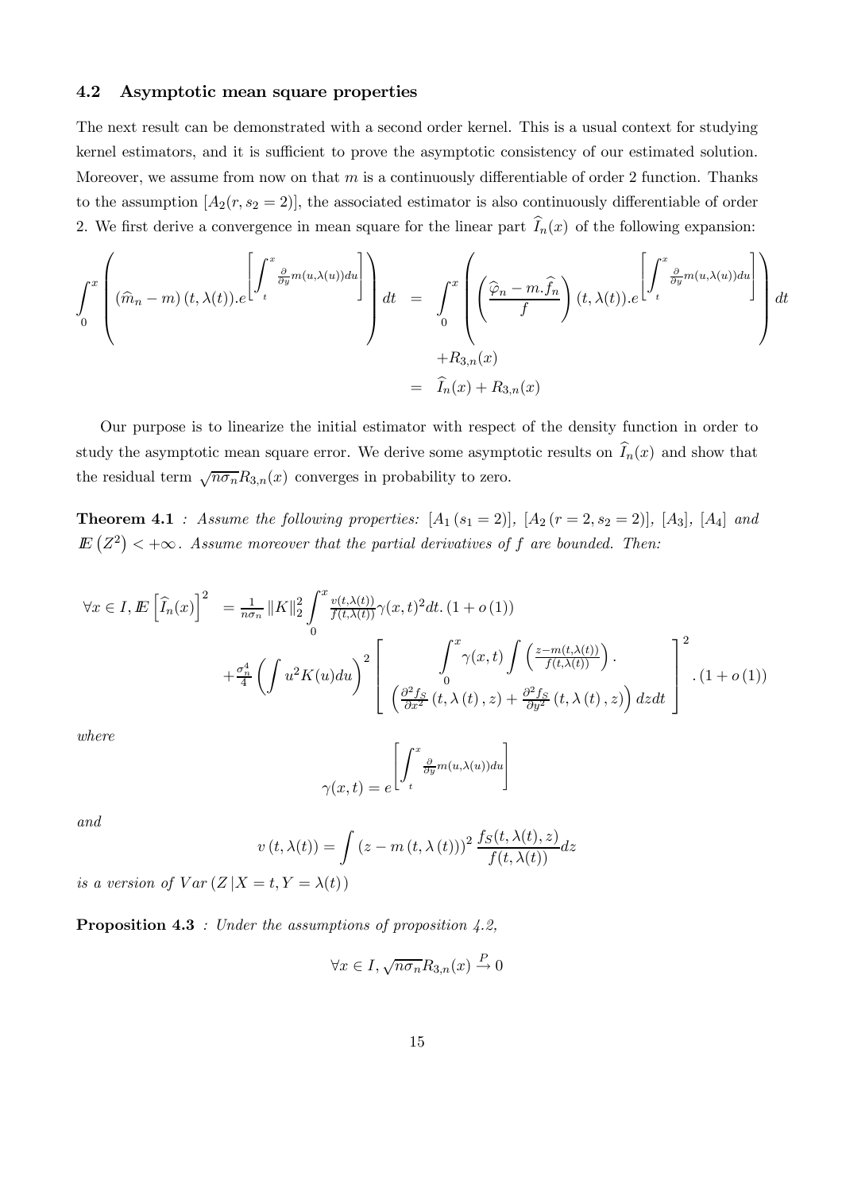### 4.2 Asymptotic mean square properties

The next result can be demonstrated with a second order kernel. This is a usual context for studying kernel estimators, and it is sufficient to prove the asymptotic consistency of our estimated solution. Moreover, we assume from now on that $m$ is a continuously differentiable of order 2 function. Thanks to the assumption $[A_2(r, s_2 = 2)]$, the associated estimator is also continuously differentiable of order 2. We first derive a convergence in mean square for the linear part $\widehat{I}_n(x)$ of the following expansion:

$$
\begin{aligned}
\int_0^x \left( (\widehat{m}_n - m)(t, \lambda(t)).e^{\left[\int_t^x \frac{\partial}{\partial y} m(u,\lambda(u))du\right]} \right) dt &= \int_0^x \left( \left( \frac{\widehat{\varphi}_n - m.\widehat{f}_n}{f} \right)(t, \lambda(t)).e^{\left[\int_t^x \frac{\partial}{\partial y} m(u,\lambda(u))du\right]} \right) dt \\
&\quad + R_{3,n}(x) \\
&= \widehat{I}_n(x) + R_{3,n}(x)
\end{aligned}
$$

Our purpose is to linearize the initial estimator with respect of the density function in order to study the asymptotic mean square error. We derive some asymptotic results on $\widehat{I}_n(x)$ and show that the residual term $\sqrt{n\sigma_n} R_{3,n}(x)$ converges in probability to zero.

**Theorem 4.1** *: Assume the following properties: $[A_1(s_1 = 2)]$, $[A_2(r = 2, s_2 = 2)]$, $[A_3]$, $[A_4]$ and $\mathbb{E}(Z^2) < +\infty$. Assume moreover that the partial derivatives of $f$ are bounded. Then:*

$$
\begin{aligned}
\forall x \in I, \mathbb{E}\left[\widehat{I}_n(x)\right]^2 &= \frac{1}{n\sigma_n} \|K\|_2^2 \int_0^x \frac{v(t,\lambda(t))}{f(t,\lambda(t))} \gamma(x,t)^2 dt. (1 + o(1)) \\
&\quad + \frac{\sigma_n^4}{4} \left( \int u^2 K(u) du \right)^2 \left[ \int_0^x \gamma(x,t) \int \left( \frac{z - m(t,\lambda(t))}{f(t,\lambda(t))} \right). \left( \frac{\partial^2 f_S}{\partial x^2}(t, \lambda(t), z) + \frac{\partial^2 f_S}{\partial y^2}(t, \lambda(t), z) \right) dz dt \right]^2 . (1 + o(1))
\end{aligned}
$$

*where*

$$
\gamma(x,t) = e^{\left[\int_t^x \frac{\partial}{\partial y} m(u,\lambda(u))du\right]}
$$

*and*

$$
v(t, \lambda(t)) = \int (z - m(t, \lambda(t)))^2 \frac{f_S(t, \lambda(t), z)}{f(t, \lambda(t))} dz
$$

*is a version of $Var(Z | X = t, Y = \lambda(t))$*

**Proposition 4.3** *: Under the assumptions of proposition 4.2,*

$$
\forall x \in I, \sqrt{n\sigma_n} R_{3,n}(x) \xrightarrow{P} 0
$$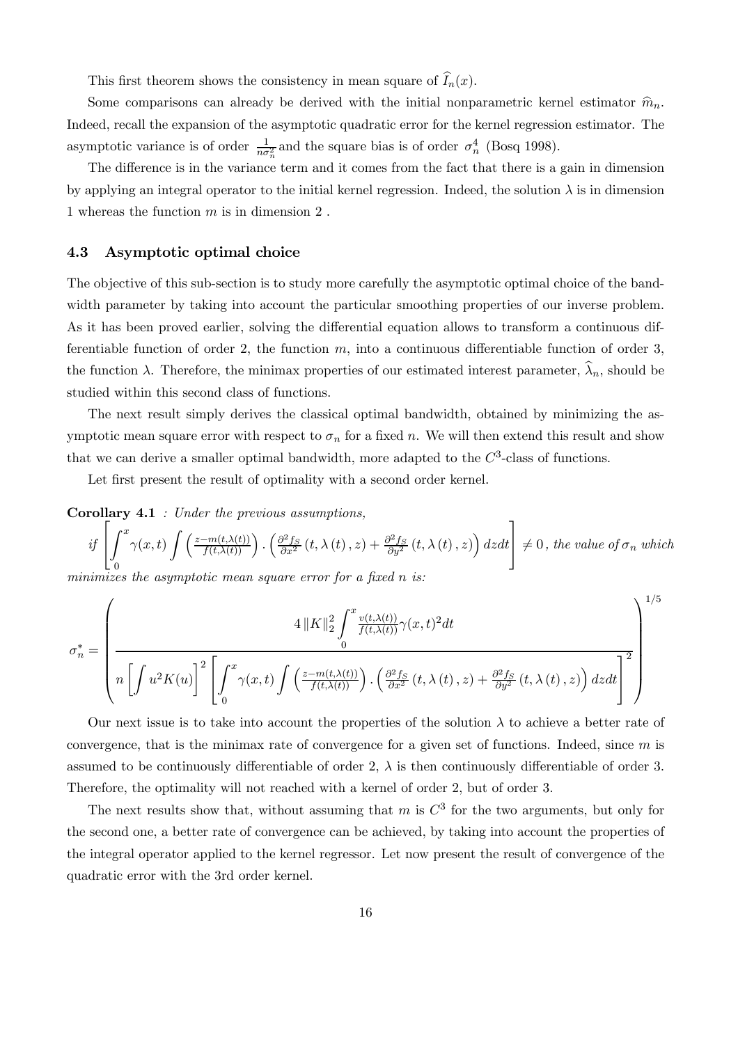This first theorem shows the consistency in mean square of $\widehat{I}_n(x)$.

Some comparisons can already be derived with the initial nonparametric kernel estimator $\widehat{m}_n$. Indeed, recall the expansion of the asymptotic quadratic error for the kernel regression estimator. The asymptotic variance is of order $\frac{1}{n\sigma_n^2}$ and the square bias is of order $\sigma_n^4$ (Bosq 1998).

The difference is in the variance term and it comes from the fact that there is a gain in dimension by applying an integral operator to the initial kernel regression. Indeed, the solution $\lambda$ is in dimension 1 whereas the function $m$ is in dimension 2 .

### 4.3 Asymptotic optimal choice

The objective of this sub-section is to study more carefully the asymptotic optimal choice of the bandwidth parameter by taking into account the particular smoothing properties of our inverse problem. As it has been proved earlier, solving the differential equation allows to transform a continuous differentiable function of order 2, the function $m$, into a continuous differentiable function of order 3, the function $\lambda$. Therefore, the minimax properties of our estimated interest parameter, $\widehat{\lambda}_n$, should be studied within this second class of functions.

The next result simply derives the classical optimal bandwidth, obtained by minimizing the asymptotic mean square error with respect to $\sigma_n$ for a fixed $n$. We will then extend this result and show that we can derive a smaller optimal bandwidth, more adapted to the $C^3$-class of functions.

Let first present the result of optimality with a second order kernel.

**Corollary 4.1** *: Under the previous assumptions,*
*if* $\left[\int_0^x \gamma(x,t) \int \left(\frac{z-m(t,\lambda(t))}{f(t,\lambda(t))}\right) \cdot \left(\frac{\partial^2 f_S}{\partial x^2}(t,\lambda(t),z) + \frac{\partial^2 f_S}{\partial y^2}(t,\lambda(t),z)\right) dzdt\right] \neq 0$*, the value of* $\sigma_n$ *which minimizes the asymptotic mean square error for a fixed* $n$ *is:*

$$\sigma_n^* = \left( \frac{4\left\|K\right\|_2^2 \int_0^x \frac{v(t,\lambda(t))}{f(t,\lambda(t))}\gamma(x,t)^2 dt}{n\left[\int u^2 K(u)\right]^2 \left[\int_0^x \gamma(x,t) \int \left(\frac{z-m(t,\lambda(t))}{f(t,\lambda(t))}\right) \cdot \left(\frac{\partial^2 f_S}{\partial x^2}(t,\lambda(t),z) + \frac{\partial^2 f_S}{\partial y^2}(t,\lambda(t),z)\right) dzdt\right]^2} \right)^{1/5}$$

Our next issue is to take into account the properties of the solution $\lambda$ to achieve a better rate of convergence, that is the minimax rate of convergence for a given set of functions. Indeed, since $m$ is assumed to be continuously differentiable of order 2, $\lambda$ is then continuously differentiable of order 3. Therefore, the optimality will not reached with a kernel of order 2, but of order 3.

The next results show that, without assuming that $m$ is $C^3$ for the two arguments, but only for the second one, a better rate of convergence can be achieved, by taking into account the properties of the integral operator applied to the kernel regressor. Let now present the result of convergence of the quadratic error with the 3rd order kernel.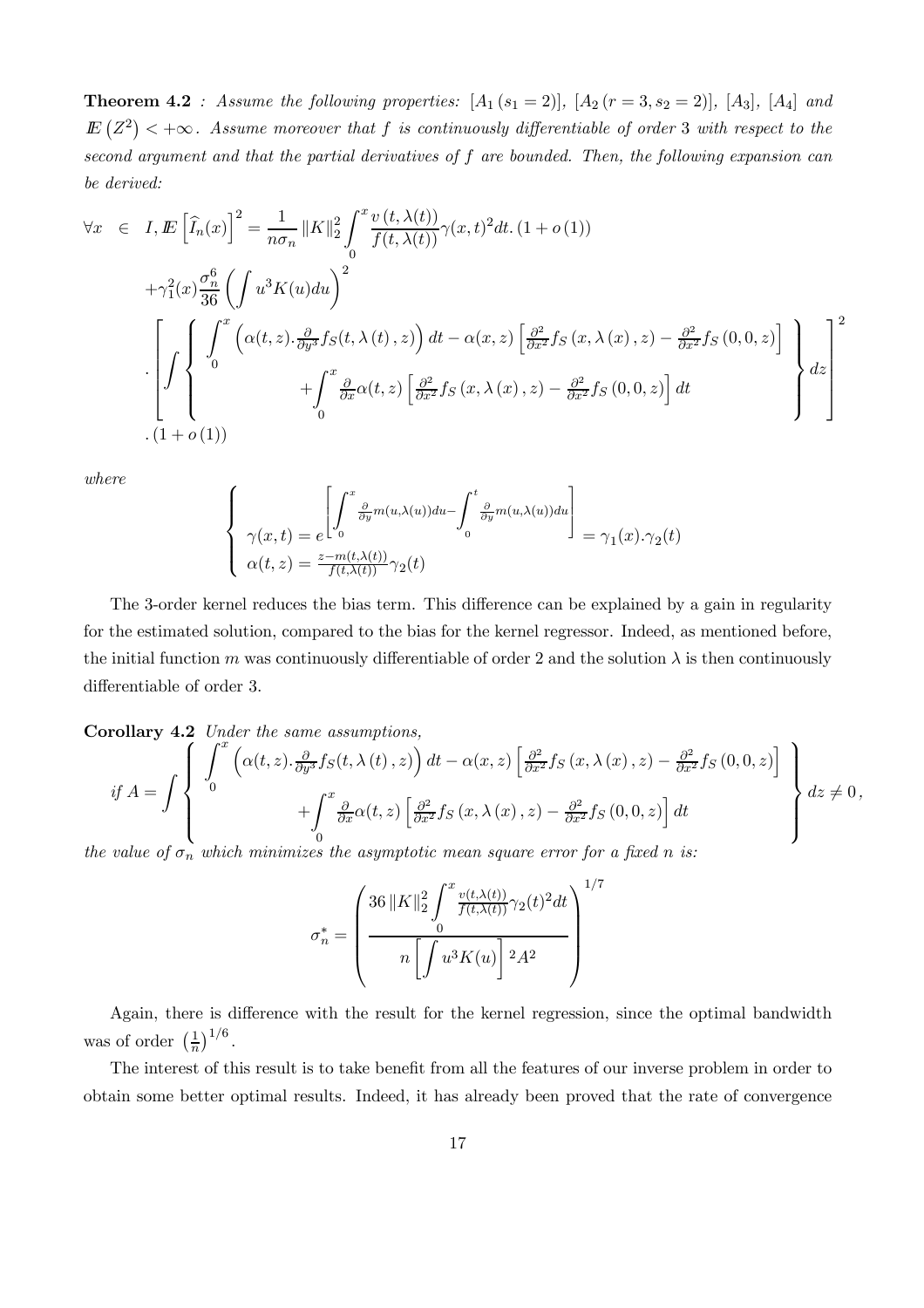**Theorem 4.2** *: Assume the following properties: $[A_1\,(s_1 = 2)]$, $[A_2\,(r = 3, s_2 = 2)]$, $[A_3]$, $[A_4]$ and $\mathbb{E}\left(Z^2\right) < +\infty$. Assume moreover that $f$ is continuously differentiable of order 3 with respect to the second argument and that the partial derivatives of $f$ are bounded. Then, the following expansion can be derived:*

$$
\begin{aligned}
\forall x \ \in \ & I, \mathbb{E}\left[\widehat{I}_n(x)\right]^2 = \frac{1}{n\sigma_n}\left\|K\right\|_2^2 \int_0^x \frac{v\left(t,\lambda(t)\right)}{f(t,\lambda(t))}\gamma(x,t)^2 dt.\left(1+o\left(1\right)\right) \\
& + \gamma_1^2(x)\frac{\sigma_n^6}{36}\left(\int u^3 K(u)du\right)^2 \\
& .\left[\int \left\{ \begin{array}{c} \displaystyle\int_0^x \left(\alpha(t,z).\frac{\partial}{\partial y^3} f_S(t,\lambda\left(t\right),z)\right)dt - \alpha(x,z)\left[\frac{\partial^2}{\partial x^2} f_S\left(x,\lambda\left(x\right),z\right) - \frac{\partial^2}{\partial x^2} f_S\left(0,0,z\right)\right] \\ \displaystyle + \int_0^x \frac{\partial}{\partial x}\alpha(t,z)\left[\frac{\partial^2}{\partial x^2} f_S\left(x,\lambda\left(x\right),z\right) - \frac{\partial^2}{\partial x^2} f_S\left(0,0,z\right)\right]dt \end{array} \right\} dz \right]^2 \\
& .\left(1+o\left(1\right)\right)
\end{aligned}
$$

*where*

$$
\left\{ \begin{array}{l} \gamma(x,t) = e^{\left[\int_0^x \frac{\partial}{\partial y} m(u,\lambda(u))du - \int_0^t \frac{\partial}{\partial y} m(u,\lambda(u))du\right]} = \gamma_1(x).\gamma_2(t) \\ \alpha(t,z) = \frac{z-m(t,\lambda(t))}{f(t,\lambda(t))}\gamma_2(t) \end{array} \right.
$$

The 3-order kernel reduces the bias term. This difference can be explained by a gain in regularity for the estimated solution, compared to the bias for the kernel regressor. Indeed, as mentioned before, the initial function $m$ was continuously differentiable of order 2 and the solution $\lambda$ is then continuously differentiable of order 3.

**Corollary 4.2** *Under the same assumptions,*

$$
\textit{if } A = \int \left\{ \begin{array}{c} \displaystyle\int_0^x \left(\alpha(t,z).\frac{\partial}{\partial y^3} f_S(t,\lambda\left(t\right),z)\right)dt - \alpha(x,z)\left[\frac{\partial^2}{\partial x^2} f_S\left(x,\lambda\left(x\right),z\right) - \frac{\partial^2}{\partial x^2} f_S\left(0,0,z\right)\right] \\ \displaystyle + \int_0^x \frac{\partial}{\partial x}\alpha(t,z)\left[\frac{\partial^2}{\partial x^2} f_S\left(x,\lambda\left(x\right),z\right) - \frac{\partial^2}{\partial x^2} f_S\left(0,0,z\right)\right]dt \end{array} \right\} dz \neq 0,
$$

*the value of $\sigma_n$ which minimizes the asymptotic mean square error for a fixed $n$ is:*

$$
\sigma_n^* = \left( \frac{36\left\|K\right\|_2^2 \displaystyle\int_0^x \frac{v(t,\lambda(t))}{f(t,\lambda(t))}\gamma_2(t)^2 dt}{n\left[\displaystyle\int u^3 K(u)\right]^2 A^2} \right)^{1/7}
$$

Again, there is difference with the result for the kernel regression, since the optimal bandwidth was of order $\left(\frac{1}{n}\right)^{1/6}$.

The interest of this result is to take benefit from all the features of our inverse problem in order to obtain some better optimal results. Indeed, it has already been proved that the rate of convergence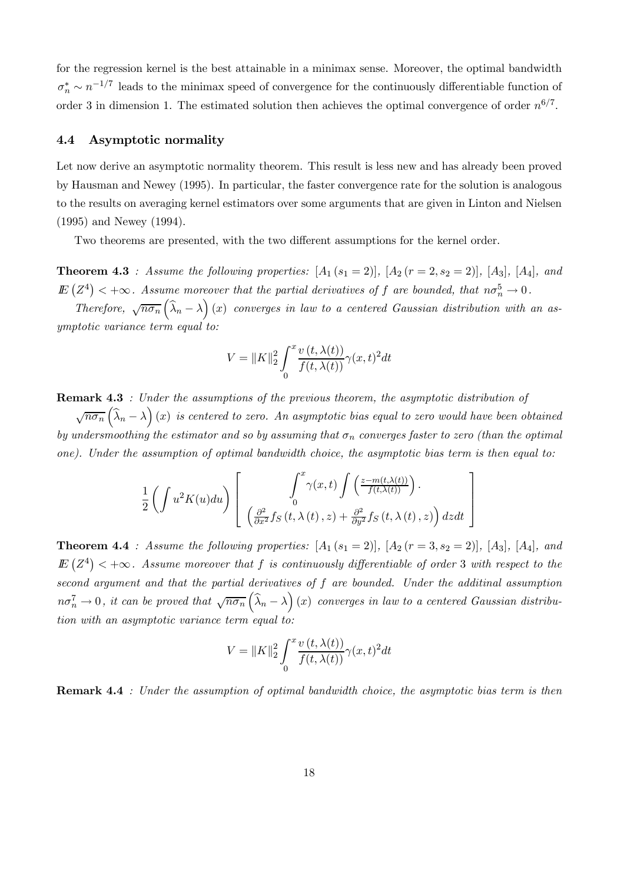for the regression kernel is the best attainable in a minimax sense. Moreover, the optimal bandwidth $\sigma_n^* \sim n^{-1/7}$ leads to the minimax speed of convergence for the continuously differentiable function of order 3 in dimension 1. The estimated solution then achieves the optimal convergence of order $n^{6/7}$.

### 4.4 Asymptotic normality

Let now derive an asymptotic normality theorem. This result is less new and has already been proved by Hausman and Newey (1995). In particular, the faster convergence rate for the solution is analogous to the results on averaging kernel estimators over some arguments that are given in Linton and Nielsen (1995) and Newey (1994).

Two theorems are presented, with the two different assumptions for the kernel order.

**Theorem 4.3** *: Assume the following properties: $[A_1\,(s_1 = 2)]$, $[A_2\,(r = 2, s_2 = 2)]$, $[A_3]$, $[A_4]$, and $\mathbb{E}\left(Z^4\right) < +\infty$. Assume moreover that the partial derivatives of $f$ are bounded, that $n\sigma_n^5 \to 0$.*

*Therefore, $\sqrt{n\sigma_n}\left(\widehat{\lambda}_n - \lambda\right)(x)$ converges in law to a centered Gaussian distribution with an asymptotic variance term equal to:*

$$V = \|K\|_2^2 \int_0^x \frac{v\left(t, \lambda(t)\right)}{f(t, \lambda(t))} \gamma(x,t)^2 dt$$

**Remark 4.3** *: Under the assumptions of the previous theorem, the asymptotic distribution of $\sqrt{n\sigma_n}\left(\widehat{\lambda}_n - \lambda\right)(x)$ is centered to zero. An asymptotic bias equal to zero would have been obtained by undersmoothing the estimator and so by assuming that $\sigma_n$ converges faster to zero (than the optimal one). Under the assumption of optimal bandwidth choice, the asymptotic bias term is then equal to:*

$$\frac{1}{2}\left(\int u^2 K(u)du\right)\left[\begin{array}{c} \displaystyle\int_0^x \gamma(x,t) \int \left(\frac{z - m(t,\lambda(t))}{f(t,\lambda(t))}\right). \\ \left(\frac{\partial^2}{\partial x^2} f_S\left(t, \lambda\left(t\right), z\right) + \frac{\partial^2}{\partial y^2} f_S\left(t, \lambda\left(t\right), z\right)\right) dz dt \end{array}\right]$$

**Theorem 4.4** *: Assume the following properties: $[A_1\,(s_1 = 2)]$, $[A_2\,(r = 3, s_2 = 2)]$, $[A_3]$, $[A_4]$, and $\mathbb{E}\left(Z^4\right) < +\infty$. Assume moreover that $f$ is continuously differentiable of order 3 with respect to the second argument and that the partial derivatives of $f$ are bounded. Under the additinal assumption $n\sigma_n^7 \to 0$, it can be proved that $\sqrt{n\sigma_n}\left(\widehat{\lambda}_n - \lambda\right)(x)$ converges in law to a centered Gaussian distribution with an asymptotic variance term equal to:*

$$V = \|K\|_2^2 \int_0^x \frac{v\left(t, \lambda(t)\right)}{f(t, \lambda(t))} \gamma(x,t)^2 dt$$

**Remark 4.4** *: Under the assumption of optimal bandwidth choice, the asymptotic bias term is then*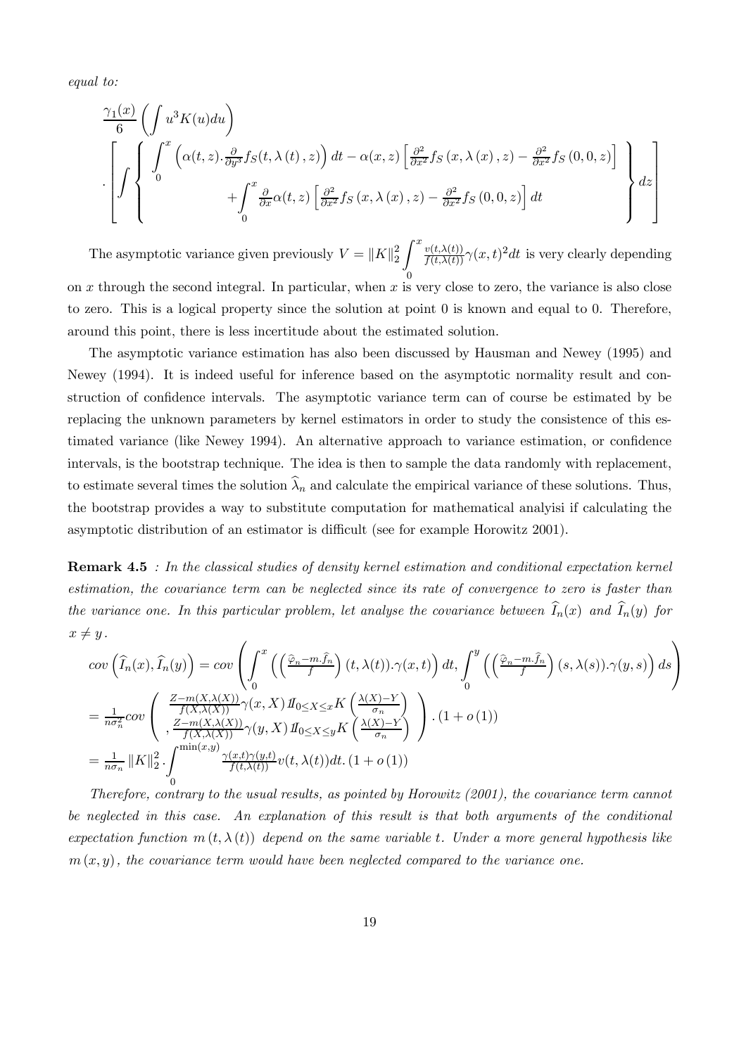*equal to:*

$$
\frac{\gamma_1(x)}{6}\left(\int u^3 K(u)du\right)
$$

$$
.\left[\int\left\{\begin{array}{c}\displaystyle\int_0^x\left(\alpha(t,z).\frac{\partial}{\partial y^3}f_S(t,\lambda(t),z)\right)dt-\alpha(x,z)\left[\frac{\partial^2}{\partial x^2}f_S(x,\lambda(x),z)-\frac{\partial^2}{\partial x^2}f_S(0,0,z)\right]\\ \displaystyle+\int_0^x\frac{\partial}{\partial x}\alpha(t,z)\left[\frac{\partial^2}{\partial x^2}f_S(x,\lambda(x),z)-\frac{\partial^2}{\partial x^2}f_S(0,0,z)\right]dt\end{array}\right\}dz\right]
$$

The asymptotic variance given previously $V=\|K\|_2^2\displaystyle\int_0^x\frac{v(t,\lambda(t))}{f(t,\lambda(t))}\gamma(x,t)^2dt$ is very clearly depending on $x$ through the second integral. In particular, when $x$ is very close to zero, the variance is also close to zero. This is a logical property since the solution at point 0 is known and equal to 0. Therefore, around this point, there is less incertitude about the estimated solution.

The asymptotic variance estimation has also been discussed by Hausman and Newey (1995) and Newey (1994). It is indeed useful for inference based on the asymptotic normality result and construction of confidence intervals. The asymptotic variance term can of course be estimated by be replacing the unknown parameters by kernel estimators in order to study the consistence of this estimated variance (like Newey 1994). An alternative approach to variance estimation, or confidence intervals, is the bootstrap technique. The idea is then to sample the data randomly with replacement, to estimate several times the solution $\widehat{\lambda}_n$ and calculate the empirical variance of these solutions. Thus, the bootstrap provides a way to substitute computation for mathematical analyisi if calculating the asymptotic distribution of an estimator is difficult (see for example Horowitz 2001).

**Remark 4.5** *: In the classical studies of density kernel estimation and conditional expectation kernel estimation, the covariance term can be neglected since its rate of convergence to zero is faster than the variance one. In this particular problem, let analyse the covariance between $\widehat{I}_n(x)$ and $\widehat{I}_n(y)$ for $x\neq y$.*

$$
cov\left(\widehat{I}_n(x),\widehat{I}_n(y)\right)=cov\left(\int_0^x\left(\left(\frac{\widehat{\varphi}_n-m.\widehat{f}_n}{f}\right)(t,\lambda(t)).\gamma(x,t)\right)dt,\int_0^y\left(\left(\frac{\widehat{\varphi}_n-m.\widehat{f}_n}{f}\right)(s,\lambda(s)).\gamma(y,s)\right)ds\right)
$$

$$
=\frac{1}{n\sigma_n^2}cov\left(\begin{array}{c}\frac{Z-m(X,\lambda(X))}{f(X,\lambda(X))}\gamma(x,X)1\!\!I_{0\leq X\leq x}K\left(\frac{\lambda(X)-Y}{\sigma_n}\right)\\ ,\frac{Z-m(X,\lambda(X))}{f(X,\lambda(X))}\gamma(y,X)1\!\!I_{0\leq X\leq y}K\left(\frac{\lambda(X)-Y}{\sigma_n}\right)\end{array}\right).\left(1+o\left(1\right)\right)
$$

$$
=\frac{1}{n\sigma_n}\|K\|_2^2.\int_0^{\min(x,y)}\frac{\gamma(x,t)\gamma(y,t)}{f(t,\lambda(t))}v(t,\lambda(t))dt.\left(1+o\left(1\right)\right)
$$

*Therefore, contrary to the usual results, as pointed by Horowitz (2001), the covariance term cannot be neglected in this case. An explanation of this result is that both arguments of the conditional expectation function $m(t,\lambda(t))$ depend on the same variable $t$. Under a more general hypothesis like $m(x,y)$, the covariance term would have been neglected compared to the variance one.*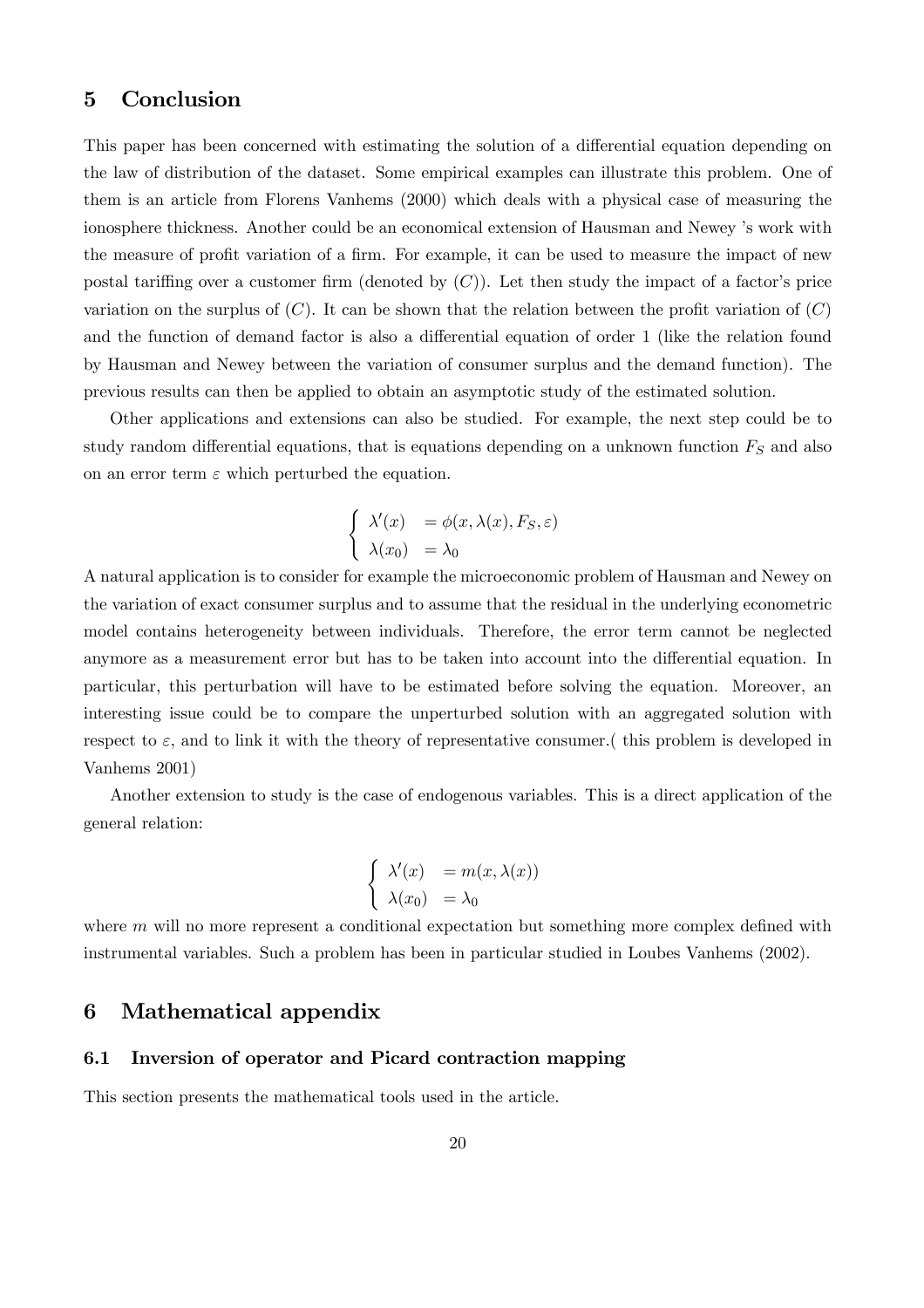## 5 Conclusion

This paper has been concerned with estimating the solution of a differential equation depending on the law of distribution of the dataset. Some empirical examples can illustrate this problem. One of them is an article from Florens Vanhems (2000) which deals with a physical case of measuring the ionosphere thickness. Another could be an economical extension of Hausman and Newey 's work with the measure of profit variation of a firm. For example, it can be used to measure the impact of new postal tariffing over a customer firm (denoted by $(C)$). Let then study the impact of a factor's price variation on the surplus of $(C)$. It can be shown that the relation between the profit variation of $(C)$ and the function of demand factor is also a differential equation of order 1 (like the relation found by Hausman and Newey between the variation of consumer surplus and the demand function). The previous results can then be applied to obtain an asymptotic study of the estimated solution.

Other applications and extensions can also be studied. For example, the next step could be to study random differential equations, that is equations depending on a unknown function $F_S$ and also on an error term $\varepsilon$ which perturbed the equation.

$$\begin{cases} \lambda'(x) & = \phi(x, \lambda(x), F_S, \varepsilon) \\ \lambda(x_0) & = \lambda_0 \end{cases}$$

A natural application is to consider for example the microeconomic problem of Hausman and Newey on the variation of exact consumer surplus and to assume that the residual in the underlying econometric model contains heterogeneity between individuals. Therefore, the error term cannot be neglected anymore as a measurement error but has to be taken into account into the differential equation. In particular, this perturbation will have to be estimated before solving the equation. Moreover, an interesting issue could be to compare the unperturbed solution with an aggregated solution with respect to $\varepsilon$, and to link it with the theory of representative consumer.( this problem is developed in Vanhems 2001)

Another extension to study is the case of endogenous variables. This is a direct application of the general relation:

$$\begin{cases} \lambda'(x) & = m(x, \lambda(x)) \\ \lambda(x_0) & = \lambda_0 \end{cases}$$

where $m$ will no more represent a conditional expectation but something more complex defined with instrumental variables. Such a problem has been in particular studied in Loubes Vanhems (2002).

## 6 Mathematical appendix

### 6.1 Inversion of operator and Picard contraction mapping

This section presents the mathematical tools used in the article.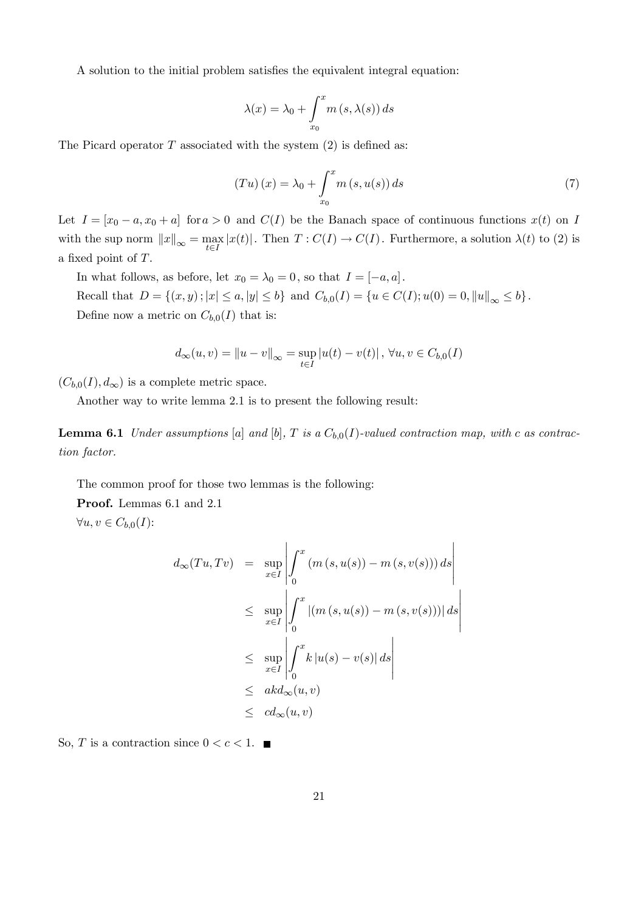A solution to the initial problem satisfies the equivalent integral equation:

$$\lambda(x) = \lambda_0 + \int_{x_0}^{x} m\left(s, \lambda(s)\right) ds$$

The Picard operator $T$ associated with the system (2) is defined as:

$$\left(Tu\right)(x) = \lambda_0 + \int_{x_0}^{x} m\left(s, u(s)\right) ds \tag{7}$$

Let $I = [x_0 - a, x_0 + a]$ for $a > 0$ and $C(I)$ be the Banach space of continuous functions $x(t)$ on $I$ with the sup norm $\|x\|_\infty = \max_{t \in I} |x(t)|$. Then $T : C(I) \to C(I)$. Furthermore, a solution $\lambda(t)$ to (2) is a fixed point of $T$.

In what follows, as before, let $x_0 = \lambda_0 = 0$, so that $I = [-a, a]$.

Recall that $D = \{(x, y)\,; |x| \leq a, |y| \leq b\}$ and $C_{b,0}(I) = \{u \in C(I); u(0) = 0, \|u\|_\infty \leq b\}$.

Define now a metric on $C_{b,0}(I)$ that is:

$$d_\infty(u, v) = \|u - v\|_\infty = \sup_{t \in I} |u(t) - v(t)|\,,\ \forall u, v \in C_{b,0}(I)$$

$(C_{b,0}(I), d_\infty)$ is a complete metric space.

Another way to write lemma 2.1 is to present the following result:

**Lemma 6.1** *Under assumptions [a] and [b], $T$ is a $C_{b,0}(I)$-valued contraction map, with c as contraction factor.*

The common proof for those two lemmas is the following:

**Proof.** Lemmas 6.1 and 2.1

$\forall u, v \in C_{b,0}(I)$:

$$\begin{aligned}
d_\infty(Tu, Tv) &= \sup_{x \in I} \left| \int_0^x \left(m\left(s, u(s)\right) - m\left(s, v(s)\right)\right) ds \right| \\
&\leq \sup_{x \in I} \left| \int_0^x \left|\left(m\left(s, u(s)\right) - m\left(s, v(s)\right)\right)\right| ds \right| \\
&\leq \sup_{x \in I} \left| \int_0^x k \left|u(s) - v(s)\right| ds \right| \\
&\leq ak d_\infty(u, v) \\
&\leq c d_\infty(u, v)
\end{aligned}$$

So, $T$ is a contraction since $0 < c < 1$. ■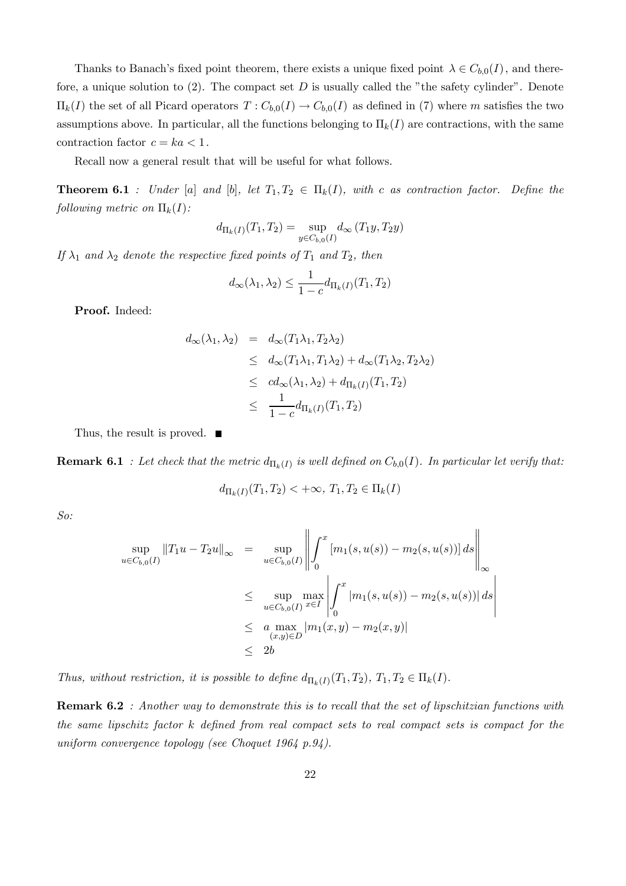Thanks to Banach's fixed point theorem, there exists a unique fixed point $\lambda \in C_{b,0}(I)$, and therefore, a unique solution to (2). The compact set $D$ is usually called the "the safety cylinder". Denote $\Pi_k(I)$ the set of all Picard operators $T : C_{b,0}(I) \to C_{b,0}(I)$ as defined in (7) where $m$ satisfies the two assumptions above. In particular, all the functions belonging to $\Pi_k(I)$ are contractions, with the same contraction factor $c = ka < 1$.

Recall now a general result that will be useful for what follows.

**Theorem 6.1** *: Under [a] and [b], let $T_1, T_2 \in \Pi_k(I)$, with $c$ as contraction factor. Define the following metric on $\Pi_k(I)$:*

$$d_{\Pi_k(I)}(T_1, T_2) = \sup_{y \in C_{b,0}(I)} d_\infty(T_1 y, T_2 y)$$

*If $\lambda_1$ and $\lambda_2$ denote the respective fixed points of $T_1$ and $T_2$, then*

$$d_\infty(\lambda_1, \lambda_2) \leq \frac{1}{1-c} d_{\Pi_k(I)}(T_1, T_2)$$

**Proof.** Indeed:

$$\begin{aligned}
d_\infty(\lambda_1, \lambda_2) &= d_\infty(T_1\lambda_1, T_2\lambda_2) \\
&\leq d_\infty(T_1\lambda_1, T_1\lambda_2) + d_\infty(T_1\lambda_2, T_2\lambda_2) \\
&\leq c d_\infty(\lambda_1, \lambda_2) + d_{\Pi_k(I)}(T_1, T_2) \\
&\leq \frac{1}{1-c} d_{\Pi_k(I)}(T_1, T_2)
\end{aligned}$$

Thus, the result is proved. ■

**Remark 6.1** *: Let check that the metric $d_{\Pi_k(I)}$ is well defined on $C_{b,0}(I)$. In particular let verify that:*

$$d_{\Pi_k(I)}(T_1, T_2) < +\infty,\ T_1, T_2 \in \Pi_k(I)$$

*So:*

$$\begin{aligned}
\sup_{u \in C_{b,0}(I)} \|T_1 u - T_2 u\|_\infty &= \sup_{u \in C_{b,0}(I)} \left\| \int_0^x [m_1(s, u(s)) - m_2(s, u(s))] \, ds \right\|_\infty \\
&\leq \sup_{u \in C_{b,0}(I)} \max_{x \in I} \left| \int_0^x |m_1(s, u(s)) - m_2(s, u(s))| \, ds \right| \\
&\leq a \max_{(x,y) \in D} |m_1(x, y) - m_2(x, y)| \\
&\leq 2b
\end{aligned}$$

*Thus, without restriction, it is possible to define $d_{\Pi_k(I)}(T_1, T_2)$, $T_1, T_2 \in \Pi_k(I)$.*

**Remark 6.2** *: Another way to demonstrate this is to recall that the set of lipschitzian functions with the same lipschitz factor $k$ defined from real compact sets to real compact sets is compact for the uniform convergence topology (see Choquet 1964 p.94).*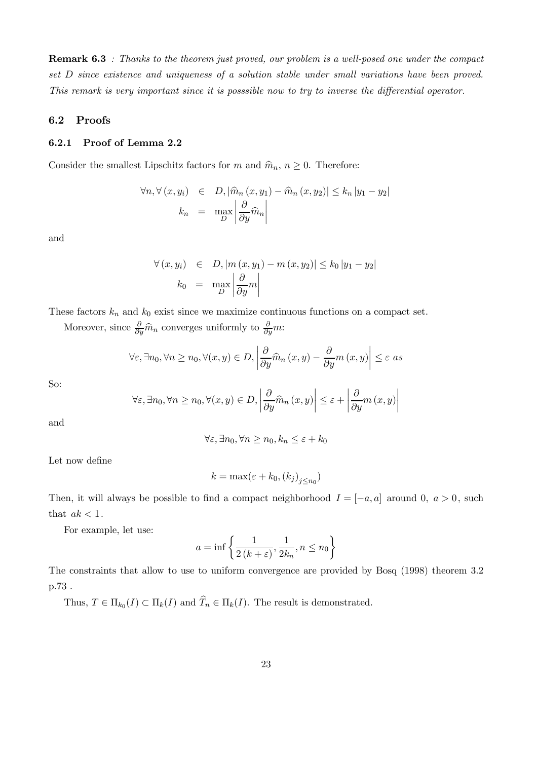**Remark 6.3** *: Thanks to the theorem just proved, our problem is a well-posed one under the compact set D since existence and uniqueness of a solution stable under small variations have been proved. This remark is very important since it is posssible now to try to inverse the differential operator.*

## 6.2 Proofs

### 6.2.1 Proof of Lemma 2.2

Consider the smallest Lipschitz factors for $m$ and $\widehat{m}_n$, $n \geq 0$. Therefore:

$$
\begin{aligned}
\forall n, \forall (x, y_i) &\in D, \left|\widehat{m}_n (x, y_1) - \widehat{m}_n (x, y_2)\right| \leq k_n \left|y_1 - y_2\right| \\
k_n &= \max_D \left|\frac{\partial}{\partial y} \widehat{m}_n\right|
\end{aligned}
$$

and

$$
\begin{aligned}
\forall (x, y_i) &\in D, \left|m (x, y_1) - m (x, y_2)\right| \leq k_0 \left|y_1 - y_2\right| \\
k_0 &= \max_D \left|\frac{\partial}{\partial y} m\right|
\end{aligned}
$$

These factors $k_n$ and $k_0$ exist since we maximize continuous functions on a compact set.

Moreover, since $\frac{\partial}{\partial y}\widehat{m}_n$ converges uniformly to $\frac{\partial}{\partial y} m$:

$$
\forall \varepsilon, \exists n_0, \forall n \geq n_0, \forall (x, y) \in D, \left|\frac{\partial}{\partial y}\widehat{m}_n (x, y) - \frac{\partial}{\partial y} m (x, y)\right| \leq \varepsilon \ as
$$

So:

$$
\forall \varepsilon, \exists n_0, \forall n \geq n_0, \forall (x, y) \in D, \left|\frac{\partial}{\partial y}\widehat{m}_n (x, y)\right| \leq \varepsilon + \left|\frac{\partial}{\partial y} m (x, y)\right|
$$

and

$$
\forall \varepsilon, \exists n_0, \forall n \geq n_0, k_n \leq \varepsilon + k_0
$$

Let now define

$$
k = \max(\varepsilon + k_0, (k_j)_{j \leq n_0})
$$

Then, it will always be possible to find a compact neighborhood $I = [-a, a]$ around 0, $a > 0$, such that $ak < 1$.

For example, let use:

$$
a = \inf \left\{ \frac{1}{2 (k + \varepsilon)}, \frac{1}{2k_n}, n \leq n_0 \right\}
$$

The constraints that allow to use to uniform convergence are provided by Bosq (1998) theorem 3.2 p.73 .

Thus, $T \in \Pi_{k_0}(I) \subset \Pi_k(I)$ and $\widehat{T}_n \in \Pi_k(I)$. The result is demonstrated.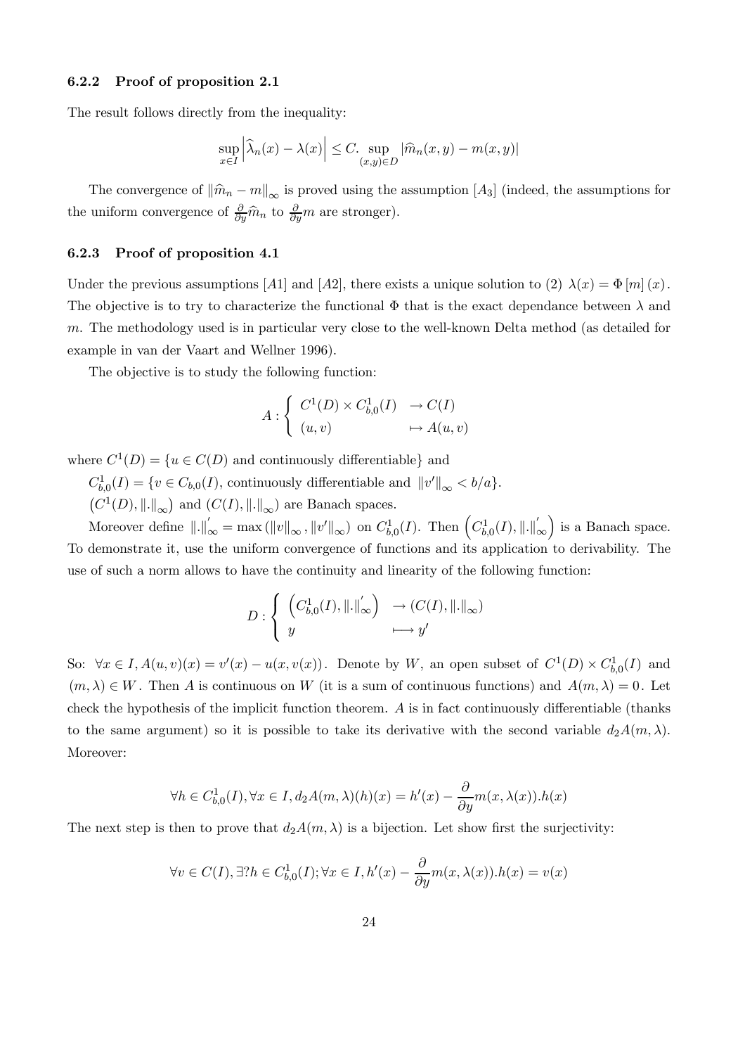### 6.2.2 Proof of proposition 2.1

The result follows directly from the inequality:

$$\sup_{x \in I} \left| \widehat{\lambda}_n(x) - \lambda(x) \right| \leq C. \sup_{(x,y)\in D} |\widehat{m}_n(x,y) - m(x,y)|$$

The convergence of $\|\widehat{m}_n - m\|_\infty$ is proved using the assumption $[A_3]$ (indeed, the assumptions for the uniform convergence of $\frac{\partial}{\partial y}\widehat{m}_n$ to $\frac{\partial}{\partial y}m$ are stronger).

### 6.2.3 Proof of proposition 4.1

Under the previous assumptions $[A1]$ and $[A2]$, there exists a unique solution to (2) $\lambda(x) = \Phi[m](x)$. The objective is to try to characterize the functional $\Phi$ that is the exact dependance between $\lambda$ and $m$. The methodology used is in particular very close to the well-known Delta method (as detailed for example in van der Vaart and Wellner 1996).

The objective is to study the following function:

$$A : \begin{cases} C^1(D) \times C^1_{b,0}(I) & \to C(I) \\ (u,v) & \mapsto A(u,v) \end{cases}$$

where $C^1(D) = \{u \in C(D) \text{ and continuously differentiable}\}$ and

$C^1_{b,0}(I) = \{v \in C_{b,0}(I), \text{ continuously differentiable and } \|v'\|_\infty < b/a\}$.

$\left(C^1(D), \|.\|_\infty\right)$ and $(C(I), \|.\|_\infty)$ are Banach spaces.

Moreover define $\|.\|'_\infty = \max\left(\|v\|_\infty, \|v'\|_\infty\right)$ on $C^1_{b,0}(I)$. Then $\left(C^1_{b,0}(I), \|.\|'_\infty\right)$ is a Banach space. To demonstrate it, use the uniform convergence of functions and its application to derivability. The use of such a norm allows to have the continuity and linearity of the following function:

$$D : \begin{cases} \left(C^1_{b,0}(I), \|.\|'_\infty\right) & \to (C(I), \|.\|_\infty) \\ y & \longmapsto y' \end{cases}$$

So: $\forall x \in I, A(u,v)(x) = v'(x) - u(x, v(x))$. Denote by $W$, an open subset of $C^1(D) \times C^1_{b,0}(I)$ and $(m, \lambda) \in W$. Then $A$ is continuous on $W$ (it is a sum of continuous functions) and $A(m, \lambda) = 0$. Let check the hypothesis of the implicit function theorem. $A$ is in fact continuously differentiable (thanks to the same argument) so it is possible to take its derivative with the second variable $d_2A(m, \lambda)$. Moreover:

$$\forall h \in C^1_{b,0}(I), \forall x \in I, d_2A(m,\lambda)(h)(x) = h'(x) - \frac{\partial}{\partial y}m(x, \lambda(x)).h(x)$$

The next step is then to prove that $d_2A(m, \lambda)$ is a bijection. Let show first the surjectivity:

$$\forall v \in C(I), \exists ? h \in C^1_{b,0}(I); \forall x \in I, h'(x) - \frac{\partial}{\partial y}m(x, \lambda(x)).h(x) = v(x)$$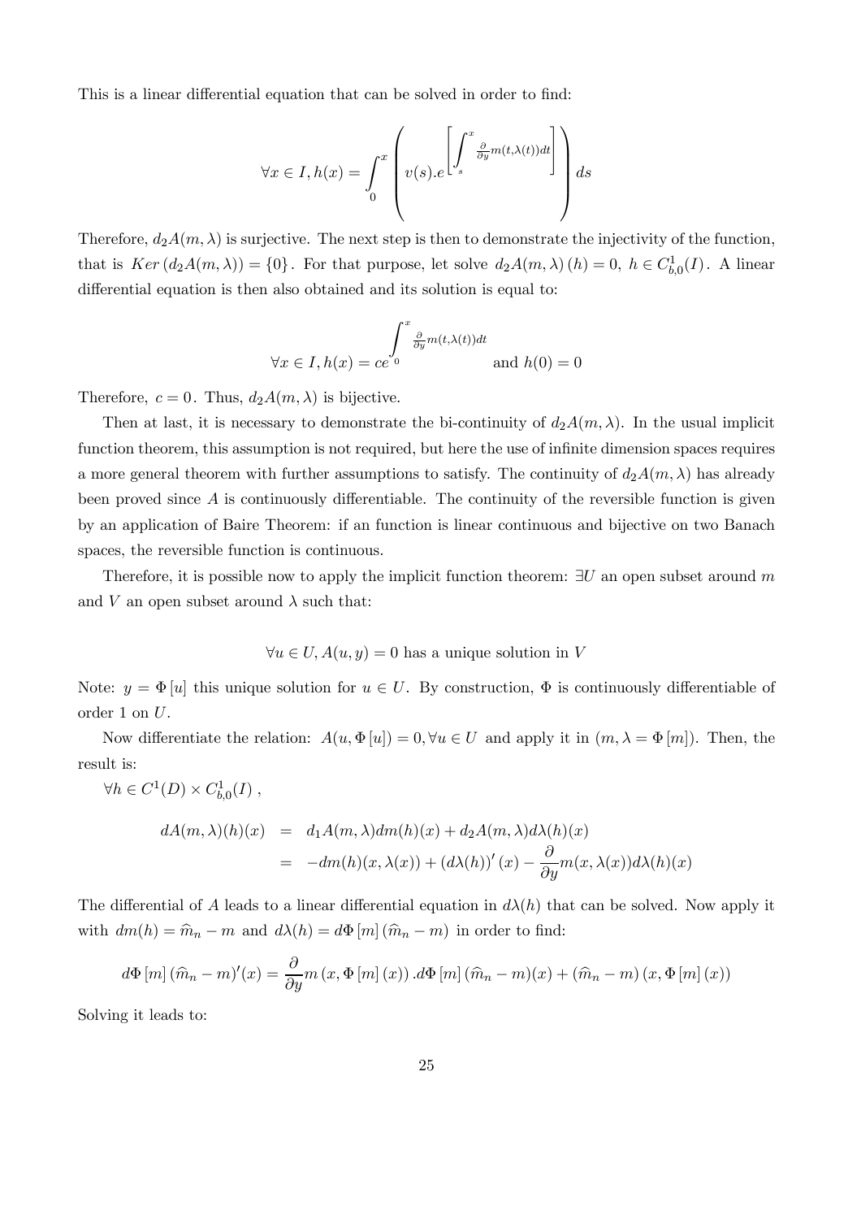This is a linear differential equation that can be solved in order to find:

$$\forall x \in I, h(x) = \int_0^x \left( v(s).e^{\left[ \int_s^x \frac{\partial}{\partial y} m(t,\lambda(t))dt \right]} \right) ds$$

Therefore, $d_2A(m,\lambda)$ is surjective. The next step is then to demonstrate the injectivity of the function, that is $Ker\left(d_2A(m,\lambda)\right) = \{0\}$. For that purpose, let solve $d_2A(m,\lambda)(h) = 0,\ h \in C^1_{b,0}(I)$. A linear differential equation is then also obtained and its solution is equal to:

$$\forall x \in I, h(x) = ce^{\int_0^x \frac{\partial}{\partial y} m(t,\lambda(t))dt} \quad \text{and } h(0) = 0$$

Therefore, $c = 0$. Thus, $d_2A(m,\lambda)$ is bijective.

Then at last, it is necessary to demonstrate the bi-continuity of $d_2A(m,\lambda)$. In the usual implicit function theorem, this assumption is not required, but here the use of infinite dimension spaces requires a more general theorem with further assumptions to satisfy. The continuity of $d_2A(m,\lambda)$ has already been proved since $A$ is continuously differentiable. The continuity of the reversible function is given by an application of Baire Theorem: if an function is linear continuous and bijective on two Banach spaces, the reversible function is continuous.

Therefore, it is possible now to apply the implicit function theorem: $\exists U$ an open subset around $m$ and $V$ an open subset around $\lambda$ such that:

$$\forall u \in U, A(u,y) = 0 \text{ has a unique solution in } V$$

Note: $y = \Phi[u]$ this unique solution for $u \in U$. By construction, $\Phi$ is continuously differentiable of order 1 on $U$.

Now differentiate the relation: $A(u,\Phi[u]) = 0, \forall u \in U$ and apply it in $(m, \lambda = \Phi[m])$. Then, the result is:

$\forall h \in C^1(D) \times C^1_{b,0}(I)$ ,

$$\begin{aligned} dA(m,\lambda)(h)(x) &= d_1A(m,\lambda)dm(h)(x) + d_2A(m,\lambda)d\lambda(h)(x) \\ &= -dm(h)(x,\lambda(x)) + (d\lambda(h))'(x) - \frac{\partial}{\partial y} m(x,\lambda(x))d\lambda(h)(x) \end{aligned}$$

The differential of $A$ leads to a linear differential equation in $d\lambda(h)$ that can be solved. Now apply it with $dm(h) = \widehat{m}_n - m$ and $d\lambda(h) = d\Phi[m](\widehat{m}_n - m)$ in order to find:

$$d\Phi[m](\widehat{m}_n - m)'(x) = \frac{\partial}{\partial y} m\left(x, \Phi[m](x)\right).d\Phi[m](\widehat{m}_n - m)(x) + (\widehat{m}_n - m)\left(x, \Phi[m](x)\right)$$

Solving it leads to: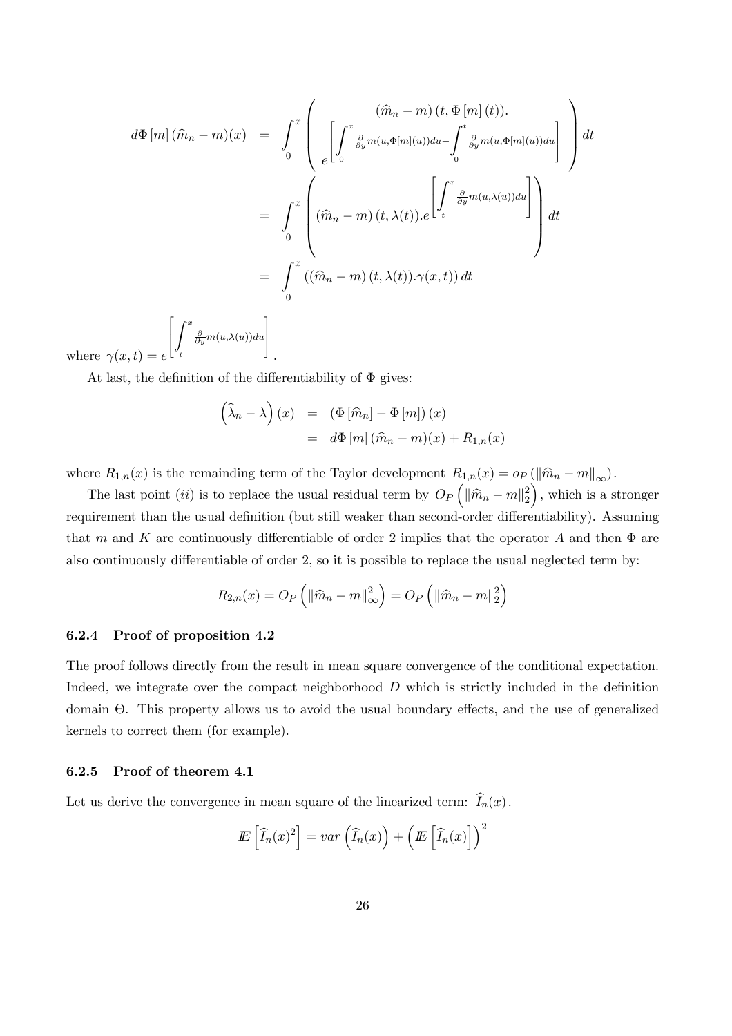$$
\begin{aligned}
d\Phi\left[m\right](\widehat{m}_n - m)(x) &= \int_0^x \left( \begin{array}{c} \left(\widehat{m}_n - m\right)(t, \Phi\left[m\right](t)). \\ e^{\left[ \int_0^x \frac{\partial}{\partial y} m(u, \Phi[m](u)) du - \int_0^t \frac{\partial}{\partial y} m(u, \Phi[m](u)) du \right]} \end{array} \right) dt \\
&= \int_0^x \left( \left(\widehat{m}_n - m\right)(t, \lambda(t)).e^{\left[ \int_t^x \frac{\partial}{\partial y} m(u, \lambda(u)) du \right]} \right) dt \\
&= \int_0^x \left( \left(\widehat{m}_n - m\right)(t, \lambda(t)).\gamma(x,t) \right) dt
\end{aligned}
$$

where $\gamma(x,t) = e^{\left[ \int_t^x \frac{\partial}{\partial y} m(u, \lambda(u)) du \right]}$.

At last, the definition of the differentiability of $\Phi$ gives:

$$
\begin{aligned}
\left(\widehat{\lambda}_n - \lambda\right)(x) &= \left(\Phi\left[\widehat{m}_n\right] - \Phi\left[m\right]\right)(x) \\
&= d\Phi\left[m\right](\widehat{m}_n - m)(x) + R_{1,n}(x)
\end{aligned}
$$

where $R_{1,n}(x)$ is the remainding term of the Taylor development $R_{1,n}(x) = o_P\left(\left\|\widehat{m}_n - m\right\|_\infty\right)$.

The last point $(ii)$ is to replace the usual residual term by $O_P\left(\left\|\widehat{m}_n - m\right\|_2^2\right)$, which is a stronger requirement than the usual definition (but still weaker than second-order differentiability). Assuming that $m$ and $K$ are continuously differentiable of order 2 implies that the operator $A$ and then $\Phi$ are also continuously differentiable of order 2, so it is possible to replace the usual neglected term by:

$$
R_{2,n}(x) = O_P\left(\left\|\widehat{m}_n - m\right\|_\infty^2\right) = O_P\left(\left\|\widehat{m}_n - m\right\|_2^2\right)
$$

### 6.2.4 Proof of proposition 4.2

The proof follows directly from the result in mean square convergence of the conditional expectation. Indeed, we integrate over the compact neighborhood $D$ which is strictly included in the definition domain $\Theta$. This property allows us to avoid the usual boundary effects, and the use of generalized kernels to correct them (for example).

### 6.2.5 Proof of theorem 4.1

Let us derive the convergence in mean square of the linearized term: $\widehat{I}_n(x)$.

$$
I\!E\left[\widehat{I}_n(x)^2\right] = var\left(\widehat{I}_n(x)\right) + \left(I\!E\left[\widehat{I}_n(x)\right]\right)^2
$$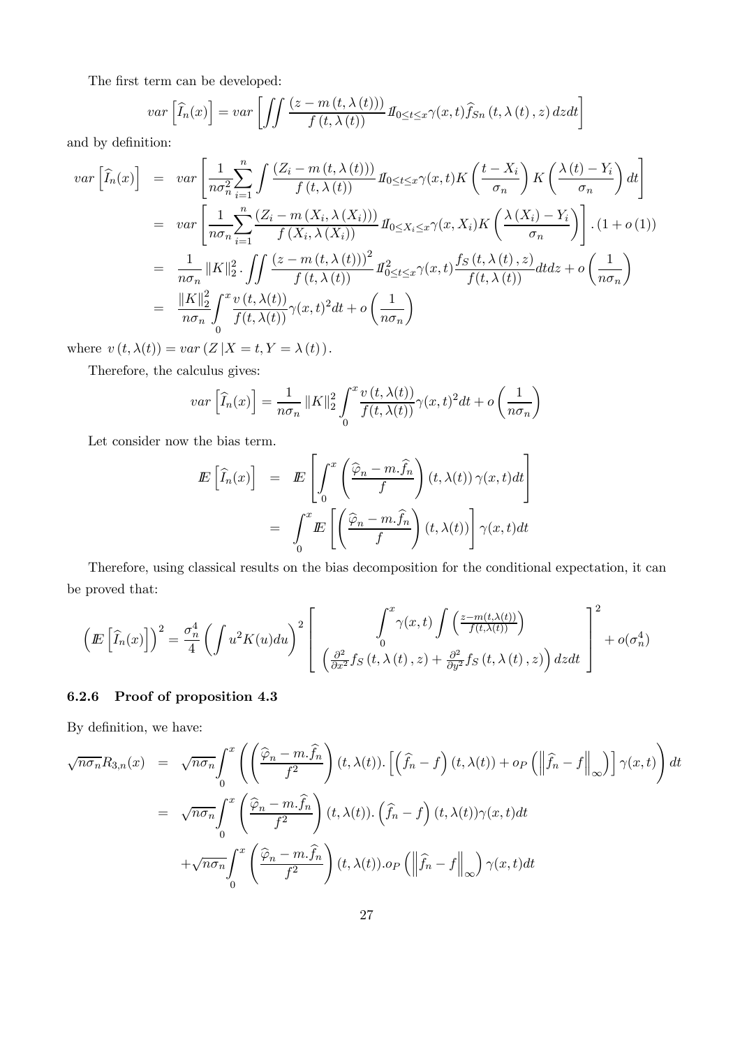The first term can be developed:

$$var\left[\widehat{I}_n(x)\right] = var\left[\iint \frac{(z - m(t,\lambda(t)))}{f(t,\lambda(t))} I\!\!I_{0\leq t\leq x}\gamma(x,t)\widehat{f}_{Sn}(t,\lambda(t),z)\,dzdt\right]$$

and by definition:

$$\begin{aligned}
var\left[\widehat{I}_n(x)\right] &= var\left[\frac{1}{n\sigma_n^2}\sum_{i=1}^{n}\int \frac{(Z_i - m(t,\lambda(t)))}{f(t,\lambda(t))} I\!\!I_{0\leq t\leq x}\gamma(x,t)K\left(\frac{t-X_i}{\sigma_n}\right)K\left(\frac{\lambda(t)-Y_i}{\sigma_n}\right)dt\right] \\
&= var\left[\frac{1}{n\sigma_n}\sum_{i=1}^{n}\frac{(Z_i - m(X_i,\lambda(X_i)))}{f(X_i,\lambda(X_i))} I\!\!I_{0\leq X_i\leq x}\gamma(x,X_i)K\left(\frac{\lambda(X_i)-Y_i}{\sigma_n}\right)\right].(1+o(1)) \\
&= \frac{1}{n\sigma_n}\|K\|_2^2.\iint \frac{(z-m(t,\lambda(t)))^2}{f(t,\lambda(t))} I\!\!I^2_{0\leq t\leq x}\gamma(x,t)\frac{f_S(t,\lambda(t),z)}{f(t,\lambda(t))}dtdz + o\left(\frac{1}{n\sigma_n}\right) \\
&= \frac{\|K\|_2^2}{n\sigma_n}\int_0^x \frac{v(t,\lambda(t))}{f(t,\lambda(t))}\gamma(x,t)^2dt + o\left(\frac{1}{n\sigma_n}\right)
\end{aligned}$$

where $v(t,\lambda(t)) = var(Z\,|X=t, Y=\lambda(t))$.

Therefore, the calculus gives:

$$var\left[\widehat{I}_n(x)\right] = \frac{1}{n\sigma_n}\|K\|_2^2\int_0^x \frac{v(t,\lambda(t))}{f(t,\lambda(t))}\gamma(x,t)^2dt + o\left(\frac{1}{n\sigma_n}\right)$$

Let consider now the bias term.

$$\begin{aligned}
I\!\!E\left[\widehat{I}_n(x)\right] &= I\!\!E\left[\int_0^x \left(\frac{\widehat{\varphi}_n - m.\widehat{f}_n}{f}\right)(t,\lambda(t))\,\gamma(x,t)dt\right] \\
&= \int_0^x I\!\!E\left[\left(\frac{\widehat{\varphi}_n - m.\widehat{f}_n}{f}\right)(t,\lambda(t))\right]\gamma(x,t)dt
\end{aligned}$$

Therefore, using classical results on the bias decomposition for the conditional expectation, it can be proved that:

$$\left(I\!\!E\left[\widehat{I}_n(x)\right]\right)^2 = \frac{\sigma_n^4}{4}\left(\int u^2K(u)du\right)^2\left[\begin{array}{c}\displaystyle\int_0^x \gamma(x,t)\int\left(\frac{z-m(t,\lambda(t))}{f(t,\lambda(t))}\right) \\ \left(\frac{\partial^2}{\partial x^2}f_S(t,\lambda(t),z) + \frac{\partial^2}{\partial y^2}f_S(t,\lambda(t),z)\right)dzdt\end{array}\right]^2 + o(\sigma_n^4)$$

### 6.2.6 Proof of proposition 4.3

By definition, we have:

$$\begin{aligned}
\sqrt{n\sigma_n}R_{3,n}(x) &= \sqrt{n\sigma_n}\int_0^x \left(\left(\frac{\widehat{\varphi}_n - m.\widehat{f}_n}{f^2}\right)(t,\lambda(t)).\left[\left(\widehat{f}_n - f\right)(t,\lambda(t)) + o_P\left(\left\|\widehat{f}_n - f\right\|_\infty\right)\right]\gamma(x,t)\right)dt \\
&= \sqrt{n\sigma_n}\int_0^x \left(\frac{\widehat{\varphi}_n - m.\widehat{f}_n}{f^2}\right)(t,\lambda(t)).\left(\widehat{f}_n - f\right)(t,\lambda(t))\gamma(x,t)dt \\
&\quad + \sqrt{n\sigma_n}\int_0^x \left(\frac{\widehat{\varphi}_n - m.\widehat{f}_n}{f^2}\right)(t,\lambda(t)).o_P\left(\left\|\widehat{f}_n - f\right\|_\infty\right)\gamma(x,t)dt
\end{aligned}$$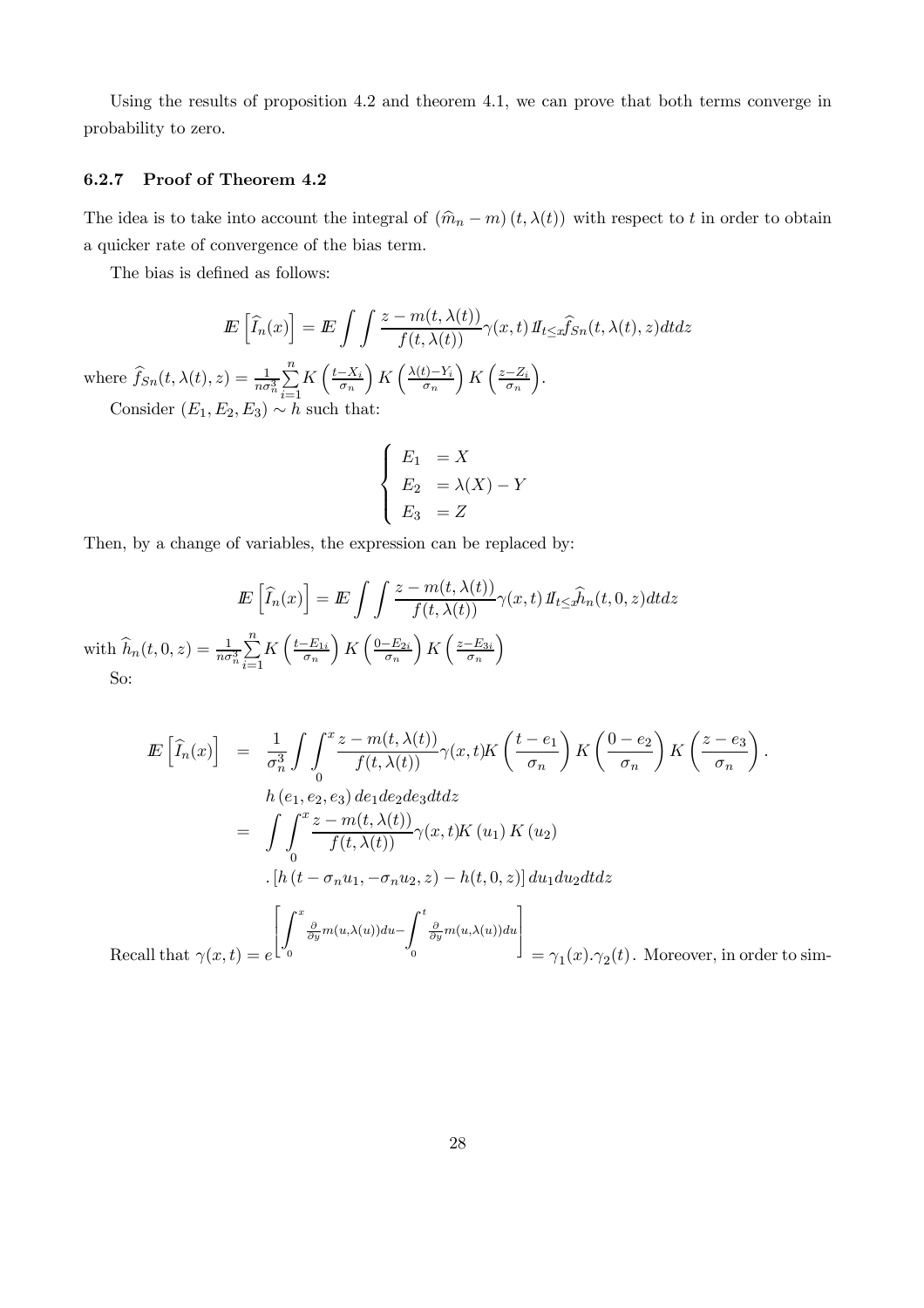Using the results of proposition 4.2 and theorem 4.1, we can prove that both terms converge in probability to zero.

### 6.2.7 Proof of Theorem 4.2

The idea is to take into account the integral of $(\widehat{m}_n - m)(t, \lambda(t))$ with respect to $t$ in order to obtain a quicker rate of convergence of the bias term.

The bias is defined as follows:

$$\mathbb{E}\left[\widehat{I}_n(x)\right] = \mathbb{E}\int\int \frac{z - m(t,\lambda(t))}{f(t,\lambda(t))}\gamma(x,t)\,\mathbb{1}_{t\leq x}\widehat{f}_{Sn}(t,\lambda(t),z)dtdz$$

where $\widehat{f}_{Sn}(t,\lambda(t),z) = \frac{1}{n\sigma_n^3}\sum_{i=1}^{n} K\left(\frac{t-X_i}{\sigma_n}\right)K\left(\frac{\lambda(t)-Y_i}{\sigma_n}\right)K\left(\frac{z-Z_i}{\sigma_n}\right)$.

Consider $(E_1, E_2, E_3) \sim h$ such that:

$$\begin{cases} E_1 &= X \\ E_2 &= \lambda(X) - Y \\ E_3 &= Z \end{cases}$$

Then, by a change of variables, the expression can be replaced by:

$$\mathbb{E}\left[\widehat{I}_n(x)\right] = \mathbb{E}\int\int \frac{z - m(t,\lambda(t))}{f(t,\lambda(t))}\gamma(x,t)\,\mathbb{1}_{t\leq x}\widehat{h}_n(t,0,z)dtdz$$

with $\widehat{h}_n(t,0,z) = \frac{1}{n\sigma_n^3}\sum_{i=1}^{n} K\left(\frac{t-E_{1i}}{\sigma_n}\right)K\left(\frac{0-E_{2i}}{\sigma_n}\right)K\left(\frac{z-E_{3i}}{\sigma_n}\right)$

So:

$$\begin{aligned}
\mathbb{E}\left[\widehat{I}_n(x)\right] &= \frac{1}{\sigma_n^3}\int\int_0^x \frac{z - m(t,\lambda(t))}{f(t,\lambda(t))}\gamma(x,t)K\left(\frac{t-e_1}{\sigma_n}\right)K\left(\frac{0-e_2}{\sigma_n}\right)K\left(\frac{z-e_3}{\sigma_n}\right). \\
&\quad h\left(e_1,e_2,e_3\right)de_1de_2de_3dtdz \\
&= \int\int_0^x \frac{z - m(t,\lambda(t))}{f(t,\lambda(t))}\gamma(x,t)K\left(u_1\right)K\left(u_2\right) \\
&\quad .\left[h\left(t-\sigma_n u_1, -\sigma_n u_2, z\right) - h(t,0,z)\right]du_1du_2dtdz
\end{aligned}$$

Recall that $\gamma(x,t) = e^{\left[\int_0^x \frac{\partial}{\partial y}m(u,\lambda(u))du - \int_0^t \frac{\partial}{\partial y}m(u,\lambda(u))du\right]} = \gamma_1(x).\gamma_2(t)$. Moreover, in order to sim-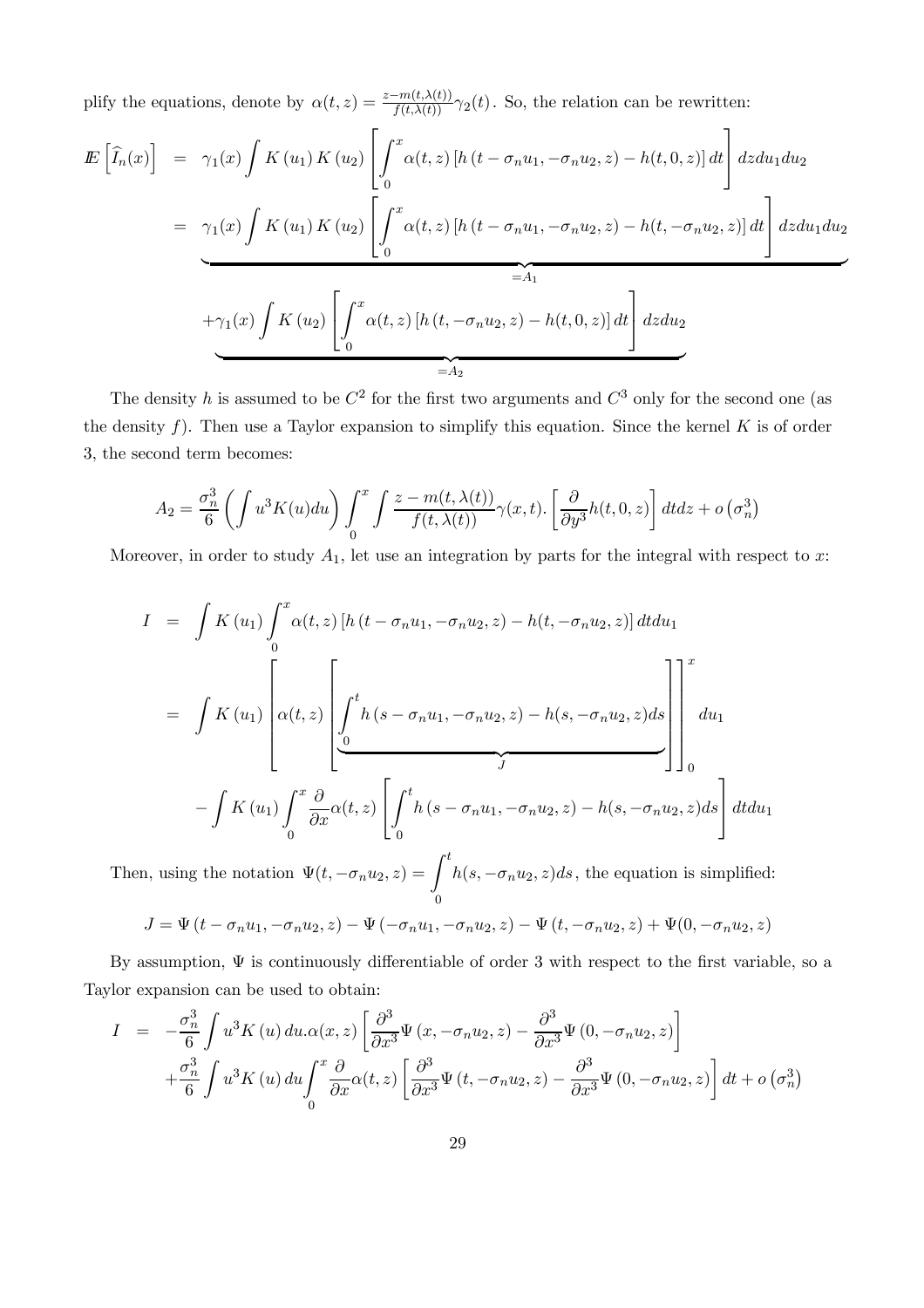plify the equations, denote by $\alpha(t,z) = \frac{z-m(t,\lambda(t))}{f(t,\lambda(t))}\gamma_2(t)$. So, the relation can be rewritten:

$$
\begin{aligned}
I\!E\left[\widehat{I}_n(x)\right] &= \gamma_1(x) \int K(u_1) K(u_2) \left[\int_0^x \alpha(t,z) \left[h(t-\sigma_n u_1, -\sigma_n u_2, z) - h(t,0,z)\right] dt\right] dz du_1 du_2 \\
&= \underbrace{\gamma_1(x) \int K(u_1) K(u_2) \left[\int_0^x \alpha(t,z) \left[h(t-\sigma_n u_1, -\sigma_n u_2, z) - h(t,-\sigma_n u_2,z)\right] dt\right] dz du_1 du_2}_{=A_1} \\
&\quad \underbrace{+\gamma_1(x) \int K(u_2) \left[\int_0^x \alpha(t,z) \left[h(t, -\sigma_n u_2, z) - h(t,0,z)\right] dt\right] dz du_2}_{=A_2}
\end{aligned}
$$

The density $h$ is assumed to be $C^2$ for the first two arguments and $C^3$ only for the second one (as the density $f$). Then use a Taylor expansion to simplify this equation. Since the kernel $K$ is of order 3, the second term becomes:

$$
A_2 = \frac{\sigma_n^3}{6} \left(\int u^3 K(u) du\right) \int_0^x \int \frac{z-m(t,\lambda(t))}{f(t,\lambda(t))} \gamma(x,t). \left[\frac{\partial}{\partial y^3} h(t,0,z)\right] dt dz + o\left(\sigma_n^3\right)
$$

Moreover, in order to study $A_1$, let use an integration by parts for the integral with respect to $x$:

$$
\begin{aligned}
I &= \int K(u_1) \int_0^x \alpha(t,z) \left[h(t-\sigma_n u_1, -\sigma_n u_2, z) - h(t,-\sigma_n u_2,z)\right] dt du_1 \\
&= \int K(u_1) \left[\alpha(t,z) \left[\underbrace{\int_0^t h(s-\sigma_n u_1, -\sigma_n u_2, z) - h(s,-\sigma_n u_2,z) ds}_{J}\right]\right]_0^x du_1 \\
&\quad - \int K(u_1) \int_0^x \frac{\partial}{\partial x}\alpha(t,z) \left[\int_0^t h(s-\sigma_n u_1, -\sigma_n u_2, z) - h(s,-\sigma_n u_2,z) ds\right] dt du_1
\end{aligned}
$$

Then, using the notation $\Psi(t,-\sigma_n u_2, z) = \int_0^t h(s,-\sigma_n u_2,z) ds$, the equation is simplified:

$$
J = \Psi(t-\sigma_n u_1, -\sigma_n u_2, z) - \Psi(-\sigma_n u_1, -\sigma_n u_2, z) - \Psi(t, -\sigma_n u_2, z) + \Psi(0, -\sigma_n u_2, z)
$$

By assumption, $\Psi$ is continuously differentiable of order 3 with respect to the first variable, so a Taylor expansion can be used to obtain:

$$
\begin{aligned}
I &= -\frac{\sigma_n^3}{6} \int u^3 K(u) du. \alpha(x,z) \left[\frac{\partial^3}{\partial x^3}\Psi(x,-\sigma_n u_2, z) - \frac{\partial^3}{\partial x^3}\Psi(0,-\sigma_n u_2, z)\right] \\
&\quad + \frac{\sigma_n^3}{6} \int u^3 K(u) du \int_0^x \frac{\partial}{\partial x}\alpha(t,z) \left[\frac{\partial^3}{\partial x^3}\Psi(t,-\sigma_n u_2, z) - \frac{\partial^3}{\partial x^3}\Psi(0,-\sigma_n u_2, z)\right] dt + o\left(\sigma_n^3\right)
\end{aligned}
$$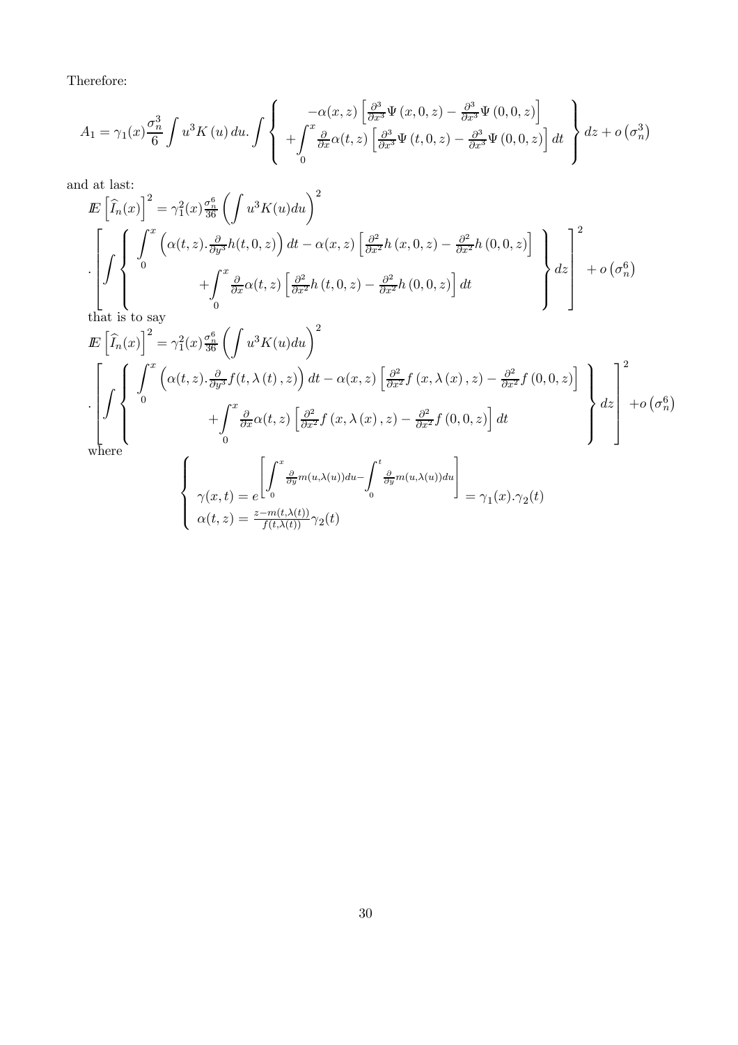Therefore:

$$A_1 = \gamma_1(x)\frac{\sigma_n^3}{6}\int u^3 K(u)\,du.\int \left\{ \begin{array}{c} -\alpha(x,z)\left[\frac{\partial^3}{\partial x^3}\Psi(x,0,z) - \frac{\partial^3}{\partial x^3}\Psi(0,0,z)\right] \\ +\displaystyle\int_0^x \frac{\partial}{\partial x}\alpha(t,z)\left[\frac{\partial^3}{\partial x^3}\Psi(t,0,z) - \frac{\partial^3}{\partial x^3}\Psi(0,0,z)\right]dt \end{array} \right\} dz + o\left(\sigma_n^3\right)$$

and at last:

$$I\!E\left[\widehat{I}_n(x)\right]^2 = \gamma_1^2(x)\frac{\sigma_n^6}{36}\left(\int u^3K(u)du\right)^2$$

$$.\left[\int \left\{ \begin{array}{c} \displaystyle\int_0^x \left(\alpha(t,z).\frac{\partial}{\partial y^3}h(t,0,z)\right)dt - \alpha(x,z)\left[\frac{\partial^2}{\partial x^2}h(x,0,z) - \frac{\partial^2}{\partial x^2}h(0,0,z)\right] \\ +\displaystyle\int_0^x \frac{\partial}{\partial x}\alpha(t,z)\left[\frac{\partial^2}{\partial x^2}h(t,0,z) - \frac{\partial^2}{\partial x^2}h(0,0,z)\right]dt \end{array} \right\} dz\right]^2 + o\left(\sigma_n^6\right)$$

that is to say

$$I\!E\left[\widehat{I}_n(x)\right]^2 = \gamma_1^2(x)\frac{\sigma_n^6}{36}\left(\int u^3K(u)du\right)^2$$

$$.\left[\int \left\{ \begin{array}{c} \displaystyle\int_0^x \left(\alpha(t,z).\frac{\partial}{\partial y^3}f(t,\lambda(t),z)\right)dt - \alpha(x,z)\left[\frac{\partial^2}{\partial x^2}f(x,\lambda(x),z) - \frac{\partial^2}{\partial x^2}f(0,0,z)\right] \\ +\displaystyle\int_0^x \frac{\partial}{\partial x}\alpha(t,z)\left[\frac{\partial^2}{\partial x^2}f(x,\lambda(x),z) - \frac{\partial^2}{\partial x^2}f(0,0,z)\right]dt \end{array} \right\} dz\right]^2 + o\left(\sigma_n^6\right)$$

where

$$\left\{ \begin{array}{l} \gamma(x,t) = e^{\left[\displaystyle\int_0^x \frac{\partial}{\partial y}m(u,\lambda(u))du - \int_0^t \frac{\partial}{\partial y}m(u,\lambda(u))du\right]} = \gamma_1(x).\gamma_2(t) \\ \alpha(t,z) = \frac{z-m(t,\lambda(t))}{f(t,\lambda(t))}\gamma_2(t) \end{array} \right.$$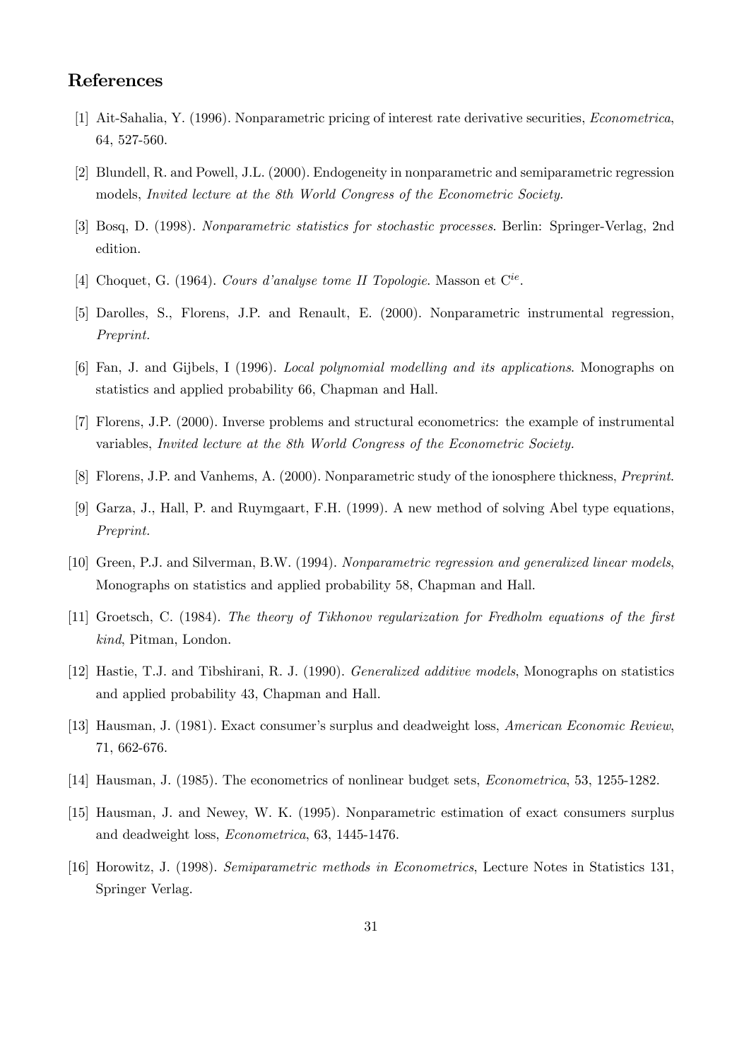## References

[1] Ait-Sahalia, Y. (1996). Nonparametric pricing of interest rate derivative securities, *Econometrica*, 64, 527-560.

[2] Blundell, R. and Powell, J.L. (2000). Endogeneity in nonparametric and semiparametric regression models, *Invited lecture at the 8th World Congress of the Econometric Society.*

[3] Bosq, D. (1998). *Nonparametric statistics for stochastic processes*. Berlin: Springer-Verlag, 2nd edition.

[4] Choquet, G. (1964). *Cours d'analyse tome II Topologie*. Masson et C$^{ie}$.

[5] Darolles, S., Florens, J.P. and Renault, E. (2000). Nonparametric instrumental regression, *Preprint.*

[6] Fan, J. and Gijbels, I (1996). *Local polynomial modelling and its applications*. Monographs on statistics and applied probability 66, Chapman and Hall.

[7] Florens, J.P. (2000). Inverse problems and structural econometrics: the example of instrumental variables, *Invited lecture at the 8th World Congress of the Econometric Society.*

[8] Florens, J.P. and Vanhems, A. (2000). Nonparametric study of the ionosphere thickness, *Preprint.*

[9] Garza, J., Hall, P. and Ruymgaart, F.H. (1999). A new method of solving Abel type equations, *Preprint.*

[10] Green, P.J. and Silverman, B.W. (1994). *Nonparametric regression and generalized linear models*, Monographs on statistics and applied probability 58, Chapman and Hall.

[11] Groetsch, C. (1984). *The theory of Tikhonov regularization for Fredholm equations of the first kind*, Pitman, London.

[12] Hastie, T.J. and Tibshirani, R. J. (1990). *Generalized additive models*, Monographs on statistics and applied probability 43, Chapman and Hall.

[13] Hausman, J. (1981). Exact consumer's surplus and deadweight loss, *American Economic Review*, 71, 662-676.

[14] Hausman, J. (1985). The econometrics of nonlinear budget sets, *Econometrica*, 53, 1255-1282.

[15] Hausman, J. and Newey, W. K. (1995). Nonparametric estimation of exact consumers surplus and deadweight loss, *Econometrica*, 63, 1445-1476.

[16] Horowitz, J. (1998). *Semiparametric methods in Econometrics*, Lecture Notes in Statistics 131, Springer Verlag.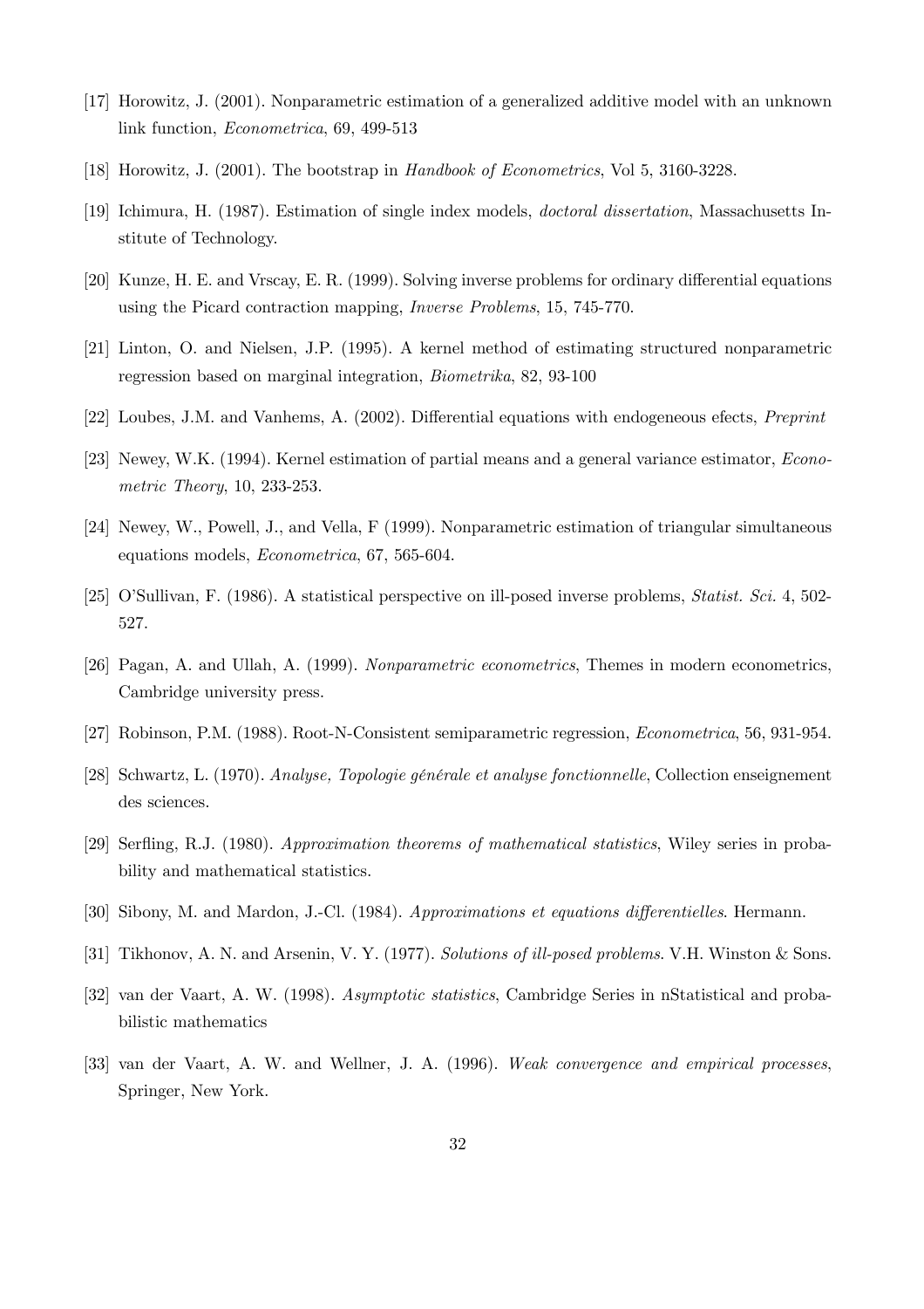[17] Horowitz, J. (2001). Nonparametric estimation of a generalized additive model with an unknown link function, *Econometrica*, 69, 499-513

[18] Horowitz, J. (2001). The bootstrap in *Handbook of Econometrics*, Vol 5, 3160-3228.

[19] Ichimura, H. (1987). Estimation of single index models, *doctoral dissertation*, Massachusetts Institute of Technology.

[20] Kunze, H. E. and Vrscay, E. R. (1999). Solving inverse problems for ordinary differential equations using the Picard contraction mapping, *Inverse Problems*, 15, 745-770.

[21] Linton, O. and Nielsen, J.P. (1995). A kernel method of estimating structured nonparametric regression based on marginal integration, *Biometrika*, 82, 93-100

[22] Loubes, J.M. and Vanhems, A. (2002). Differential equations with endogeneous efects, *Preprint*

[23] Newey, W.K. (1994). Kernel estimation of partial means and a general variance estimator, *Econometric Theory*, 10, 233-253.

[24] Newey, W., Powell, J., and Vella, F (1999). Nonparametric estimation of triangular simultaneous equations models, *Econometrica*, 67, 565-604.

[25] O'Sullivan, F. (1986). A statistical perspective on ill-posed inverse problems, *Statist. Sci.* 4, 502-527.

[26] Pagan, A. and Ullah, A. (1999). *Nonparametric econometrics*, Themes in modern econometrics, Cambridge university press.

[27] Robinson, P.M. (1988). Root-N-Consistent semiparametric regression, *Econometrica*, 56, 931-954.

[28] Schwartz, L. (1970). *Analyse, Topologie générale et analyse fonctionnelle*, Collection enseignement des sciences.

[29] Serfling, R.J. (1980). *Approximation theorems of mathematical statistics*, Wiley series in probability and mathematical statistics.

[30] Sibony, M. and Mardon, J.-Cl. (1984). *Approximations et equations differentielles*. Hermann.

[31] Tikhonov, A. N. and Arsenin, V. Y. (1977). *Solutions of ill-posed problems*. V.H. Winston & Sons.

[32] van der Vaart, A. W. (1998). *Asymptotic statistics*, Cambridge Series in nStatistical and probabilistic mathematics

[33] van der Vaart, A. W. and Wellner, J. A. (1996). *Weak convergence and empirical processes*, Springer, New York.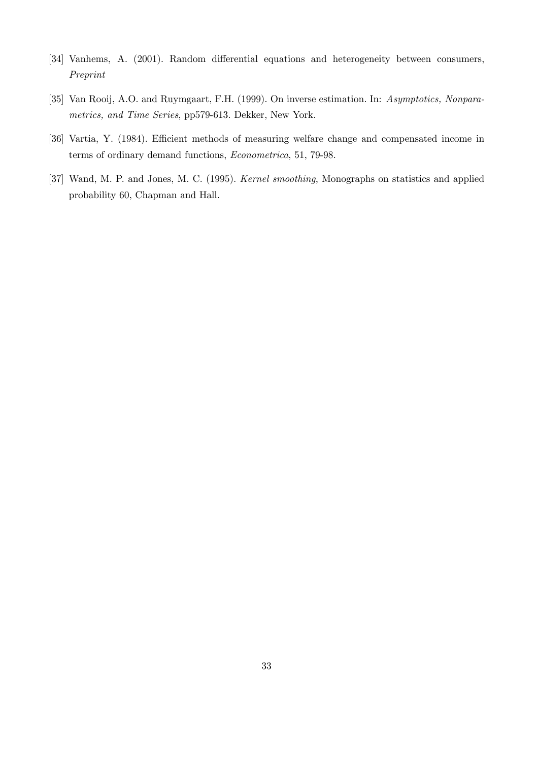[34] Vanhems, A. (2001). Random differential equations and heterogeneity between consumers, *Preprint*

[35] Van Rooij, A.O. and Ruymgaart, F.H. (1999). On inverse estimation. In: *Asymptotics, Nonparametrics, and Time Series*, pp579-613. Dekker, New York.

[36] Vartia, Y. (1984). Efficient methods of measuring welfare change and compensated income in terms of ordinary demand functions, *Econometrica*, 51, 79-98.

[37] Wand, M. P. and Jones, M. C. (1995). *Kernel smoothing*, Monographs on statistics and applied probability 60, Chapman and Hall.